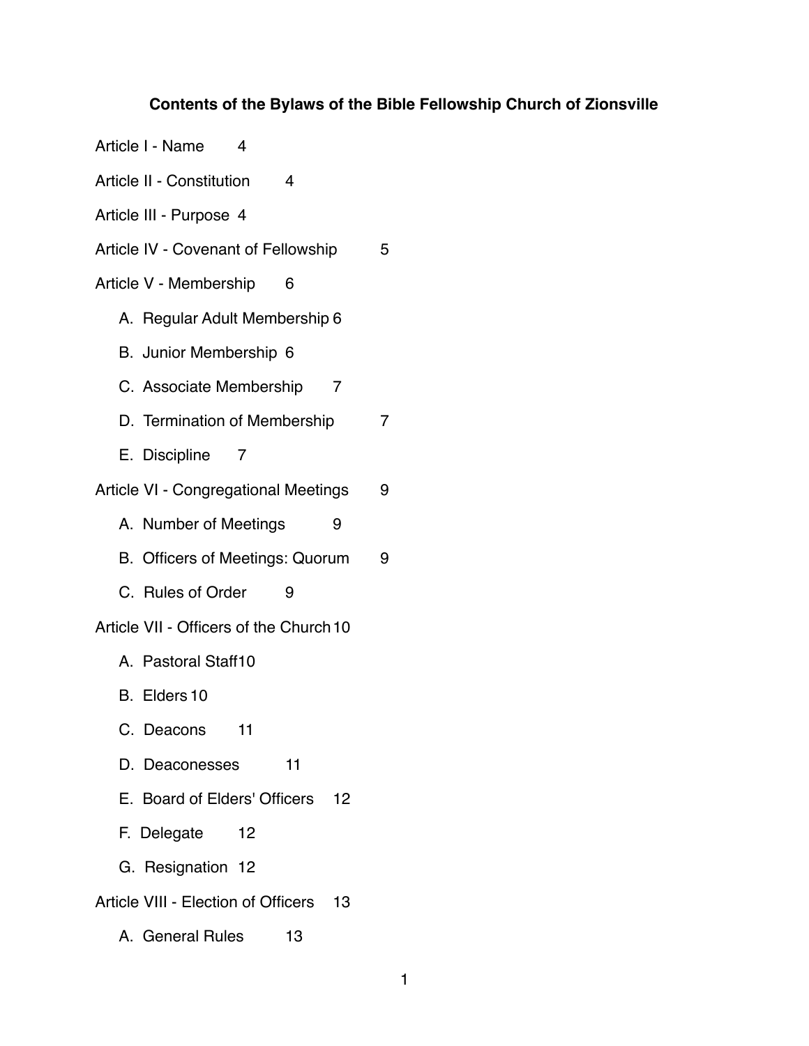# Contents of the Bylaws of the Bible Fellowship Church of Zionsville

Article I - Name 4

Article II - Constitution 4

Article III - Purpose 4

Article IV - Covenant of Fellowship 5

Article V - Membership 6

- A. Regular Adult Membership 6
- B. Junior Membership 6
- C. Associate Membership 7
- D. Termination of Membership 7
- E. Discipline 7

Article VI - Congregational Meetings 9

- A. Number of Meetings 9
- B. Officers of Meetings: Quorum 9
- C. Rules of Order 9

Article VII - Officers of the Church 10

- A. Pastoral Staff 10
- B. Elders 10
- C. Deacons 11
- D. Deaconesses 11
- E. Board of Elders' Officers 12
- F. Delegate 12
- G. Resignation 12

Article VIII - Election of Officers 13

- A. General Rules 13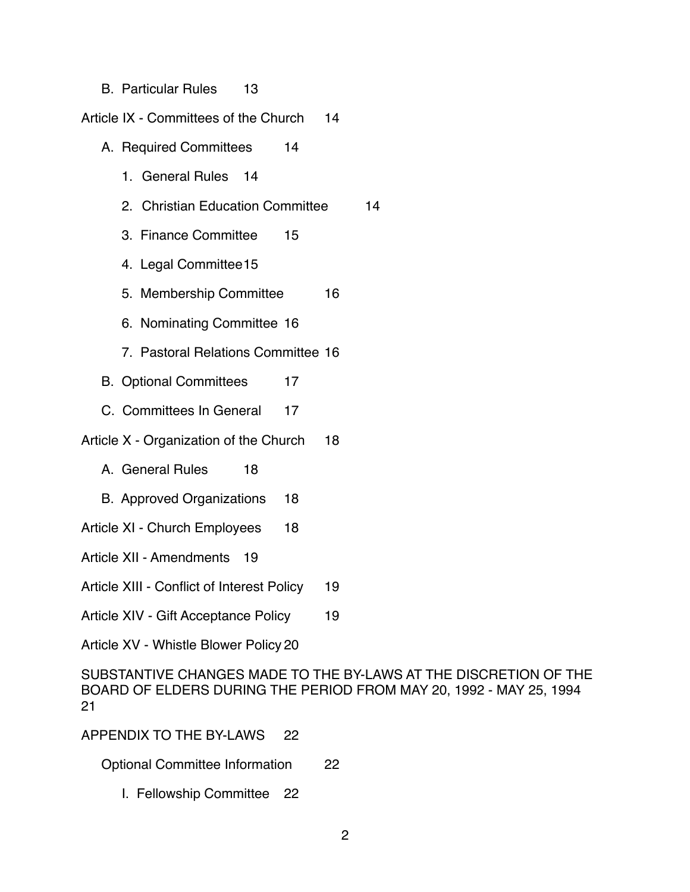B. Particular Rules 13

Article IX - Committees of the Church 14

A. Required Committees 14

1. General Rules 14

2. Christian Education Committee 14

3. Finance Committee 15

4. Legal Committee 15

5. Membership Committee 16

6. Nominating Committee 16

7. Pastoral Relations Committee 16

B. Optional Committees 17

C. Committees In General 17

Article X - Organization of the Church 18

A. General Rules 18

B. Approved Organizations 18

Article XI - Church Employees 18

Article XII - Amendments 19

Article XIII - Conflict of Interest Policy 19

Article XIV - Gift Acceptance Policy 19

Article XV - Whistle Blower Policy 20

SUBSTANTIVE CHANGES MADE TO THE BY-LAWS AT THE DISCRETION OF THE BOARD OF ELDERS DURING THE PERIOD FROM MAY 20, 1992 - MAY 25, 1994 21

APPENDIX TO THE BY-LAWS 22

Optional Committee Information 22

I. Fellowship Committee 22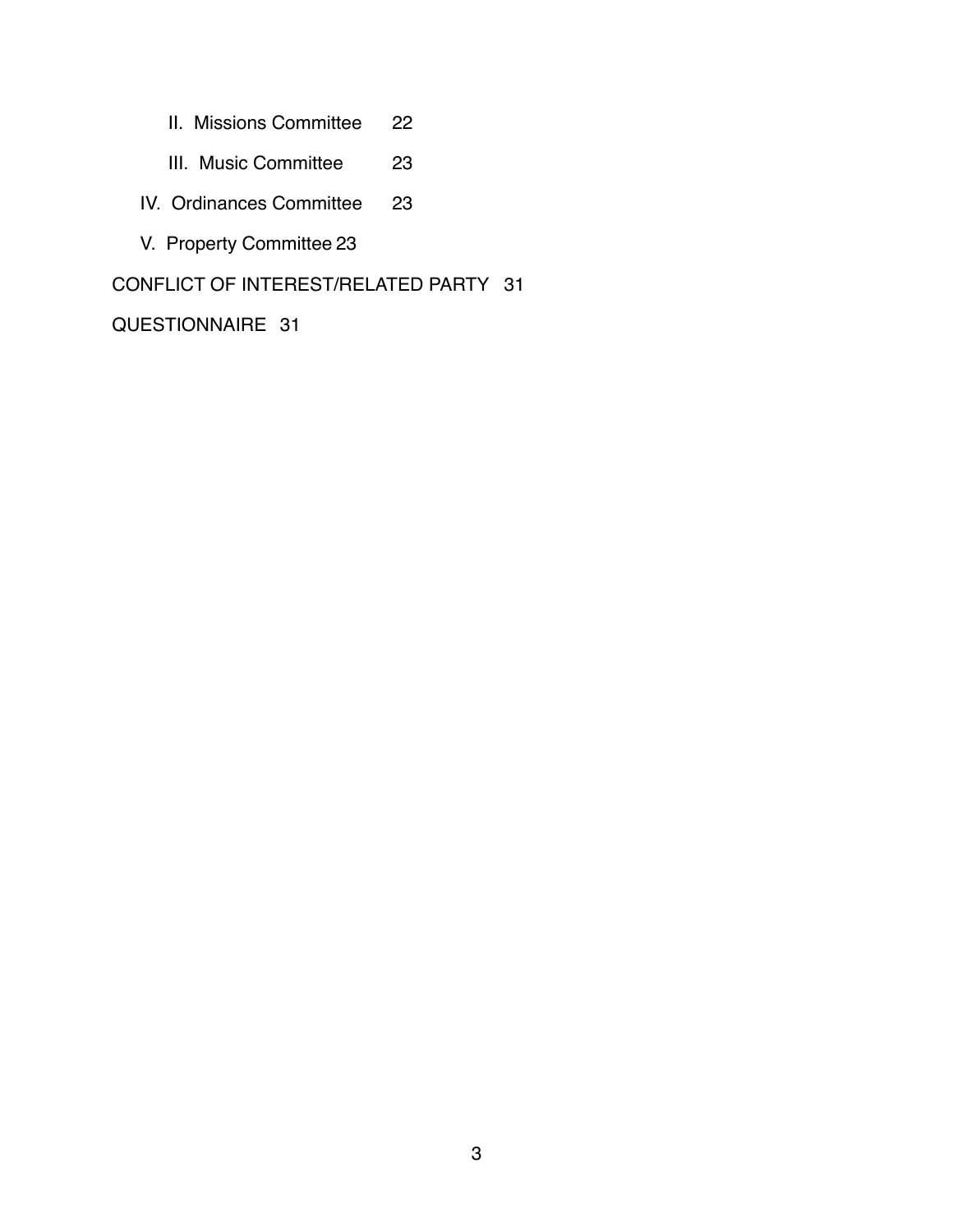II. Missions Committee 22

III. Music Committee 23

IV. Ordinances Committee 23

V. Property Committee 23

CONFLICT OF INTEREST/RELATED PARTY 31

QUESTIONNAIRE 31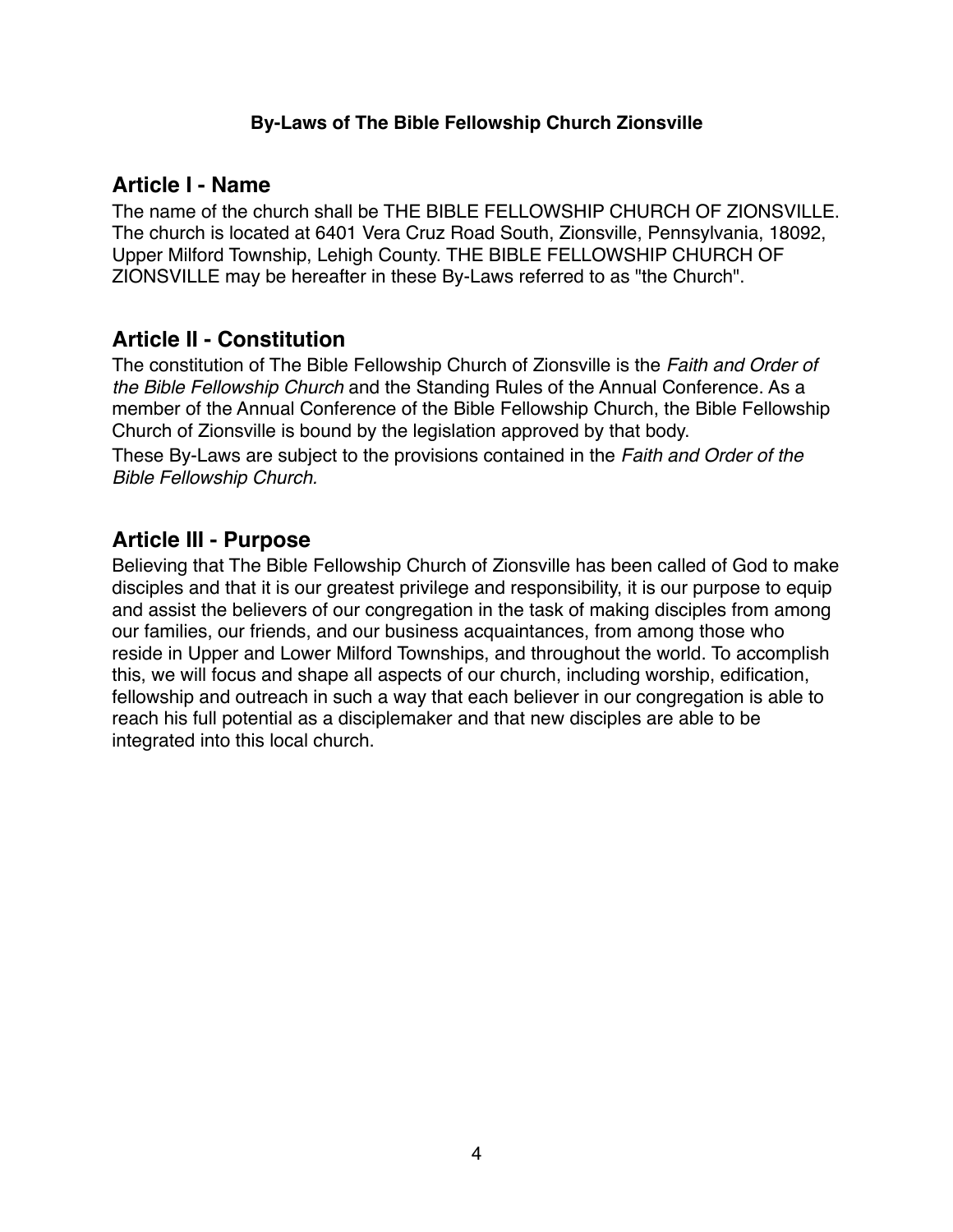**By-Laws of The Bible Fellowship Church Zionsville**

## Article I - Name

The name of the church shall be THE BIBLE FELLOWSHIP CHURCH OF ZIONSVILLE. The church is located at 6401 Vera Cruz Road South, Zionsville, Pennsylvania, 18092, Upper Milford Township, Lehigh County. THE BIBLE FELLOWSHIP CHURCH OF ZIONSVILLE may be hereafter in these By-Laws referred to as "the Church".

## Article II - Constitution

The constitution of The Bible Fellowship Church of Zionsville is the *Faith and Order of the Bible Fellowship Church* and the Standing Rules of the Annual Conference. As a member of the Annual Conference of the Bible Fellowship Church, the Bible Fellowship Church of Zionsville is bound by the legislation approved by that body.

These By-Laws are subject to the provisions contained in the *Faith and Order of the Bible Fellowship Church.*

## Article III - Purpose

Believing that The Bible Fellowship Church of Zionsville has been called of God to make disciples and that it is our greatest privilege and responsibility, it is our purpose to equip and assist the believers of our congregation in the task of making disciples from among our families, our friends, and our business acquaintances, from among those who reside in Upper and Lower Milford Townships, and throughout the world. To accomplish this, we will focus and shape all aspects of our church, including worship, edification, fellowship and outreach in such a way that each believer in our congregation is able to reach his full potential as a disciplemaker and that new disciples are able to be integrated into this local church.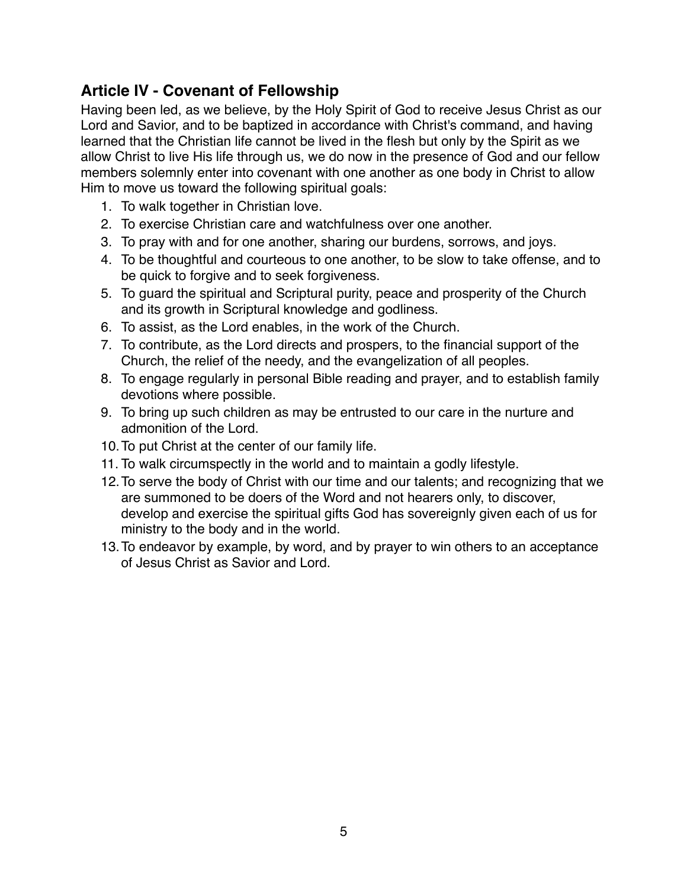## Article IV - Covenant of Fellowship

Having been led, as we believe, by the Holy Spirit of God to receive Jesus Christ as our Lord and Savior, and to be baptized in accordance with Christ's command, and having learned that the Christian life cannot be lived in the flesh but only by the Spirit as we allow Christ to live His life through us, we do now in the presence of God and our fellow members solemnly enter into covenant with one another as one body in Christ to allow Him to move us toward the following spiritual goals:

1. To walk together in Christian love.
2. To exercise Christian care and watchfulness over one another.
3. To pray with and for one another, sharing our burdens, sorrows, and joys.
4. To be thoughtful and courteous to one another, to be slow to take offense, and to be quick to forgive and to seek forgiveness.
5. To guard the spiritual and Scriptural purity, peace and prosperity of the Church and its growth in Scriptural knowledge and godliness.
6. To assist, as the Lord enables, in the work of the Church.
7. To contribute, as the Lord directs and prospers, to the financial support of the Church, the relief of the needy, and the evangelization of all peoples.
8. To engage regularly in personal Bible reading and prayer, and to establish family devotions where possible.
9. To bring up such children as may be entrusted to our care in the nurture and admonition of the Lord.
10. To put Christ at the center of our family life.
11. To walk circumspectly in the world and to maintain a godly lifestyle.
12. To serve the body of Christ with our time and our talents; and recognizing that we are summoned to be doers of the Word and not hearers only, to discover, develop and exercise the spiritual gifts God has sovereignly given each of us for ministry to the body and in the world.
13. To endeavor by example, by word, and by prayer to win others to an acceptance of Jesus Christ as Savior and Lord.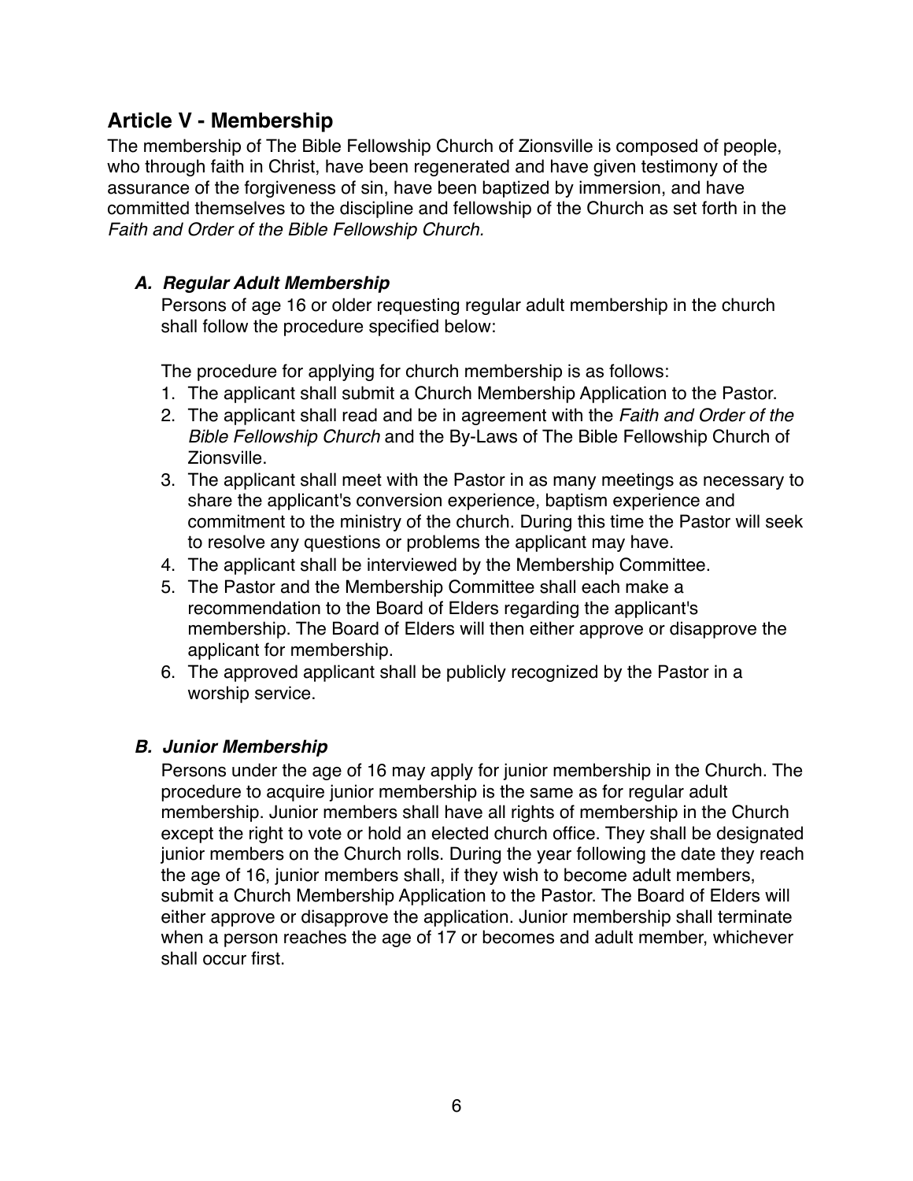## Article V - Membership

The membership of The Bible Fellowship Church of Zionsville is composed of people, who through faith in Christ, have been regenerated and have given testimony of the assurance of the forgiveness of sin, have been baptized by immersion, and have committed themselves to the discipline and fellowship of the Church as set forth in the *Faith and Order of the Bible Fellowship Church.*

### *A. Regular Adult Membership*

Persons of age 16 or older requesting regular adult membership in the church shall follow the procedure specified below:

The procedure for applying for church membership is as follows:

1. The applicant shall submit a Church Membership Application to the Pastor.
2. The applicant shall read and be in agreement with the *Faith and Order of the Bible Fellowship Church* and the By-Laws of The Bible Fellowship Church of Zionsville.
3. The applicant shall meet with the Pastor in as many meetings as necessary to share the applicant's conversion experience, baptism experience and commitment to the ministry of the church. During this time the Pastor will seek to resolve any questions or problems the applicant may have.
4. The applicant shall be interviewed by the Membership Committee.
5. The Pastor and the Membership Committee shall each make a recommendation to the Board of Elders regarding the applicant's membership. The Board of Elders will then either approve or disapprove the applicant for membership.
6. The approved applicant shall be publicly recognized by the Pastor in a worship service.

### *B. Junior Membership*

Persons under the age of 16 may apply for junior membership in the Church. The procedure to acquire junior membership is the same as for regular adult membership. Junior members shall have all rights of membership in the Church except the right to vote or hold an elected church office. They shall be designated junior members on the Church rolls. During the year following the date they reach the age of 16, junior members shall, if they wish to become adult members, submit a Church Membership Application to the Pastor. The Board of Elders will either approve or disapprove the application. Junior membership shall terminate when a person reaches the age of 17 or becomes and adult member, whichever shall occur first.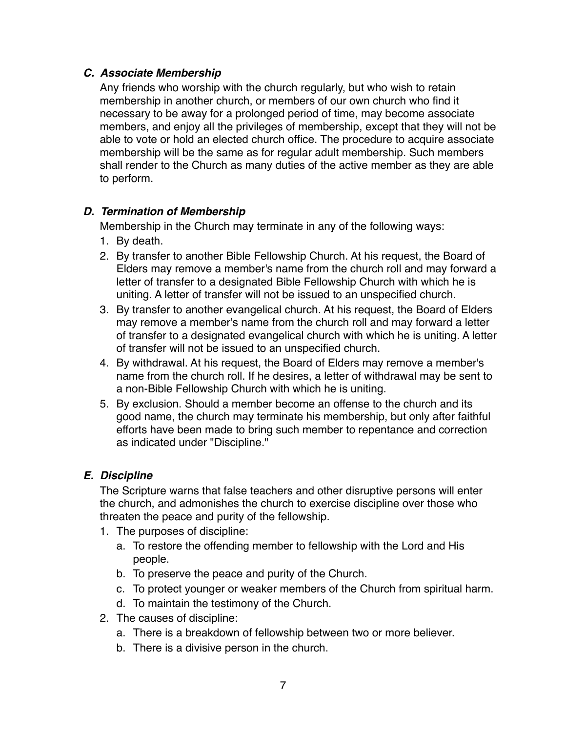### *C. Associate Membership*

Any friends who worship with the church regularly, but who wish to retain membership in another church, or members of our own church who find it necessary to be away for a prolonged period of time, may become associate members, and enjoy all the privileges of membership, except that they will not be able to vote or hold an elected church office. The procedure to acquire associate membership will be the same as for regular adult membership. Such members shall render to the Church as many duties of the active member as they are able to perform.

### *D. Termination of Membership*

Membership in the Church may terminate in any of the following ways:

1. By death.
2. By transfer to another Bible Fellowship Church. At his request, the Board of Elders may remove a member's name from the church roll and may forward a letter of transfer to a designated Bible Fellowship Church with which he is uniting. A letter of transfer will not be issued to an unspecified church.
3. By transfer to another evangelical church. At his request, the Board of Elders may remove a member's name from the church roll and may forward a letter of transfer to a designated evangelical church with which he is uniting. A letter of transfer will not be issued to an unspecified church.
4. By withdrawal. At his request, the Board of Elders may remove a member's name from the church roll. If he desires, a letter of withdrawal may be sent to a non-Bible Fellowship Church with which he is uniting.
5. By exclusion. Should a member become an offense to the church and its good name, the church may terminate his membership, but only after faithful efforts have been made to bring such member to repentance and correction as indicated under "Discipline."

### *E. Discipline*

The Scripture warns that false teachers and other disruptive persons will enter the church, and admonishes the church to exercise discipline over those who threaten the peace and purity of the fellowship.

1. The purposes of discipline:
   a. To restore the offending member to fellowship with the Lord and His people.
   b. To preserve the peace and purity of the Church.
   c. To protect younger or weaker members of the Church from spiritual harm.
   d. To maintain the testimony of the Church.
2. The causes of discipline:
   a. There is a breakdown of fellowship between two or more believer.
   b. There is a divisive person in the church.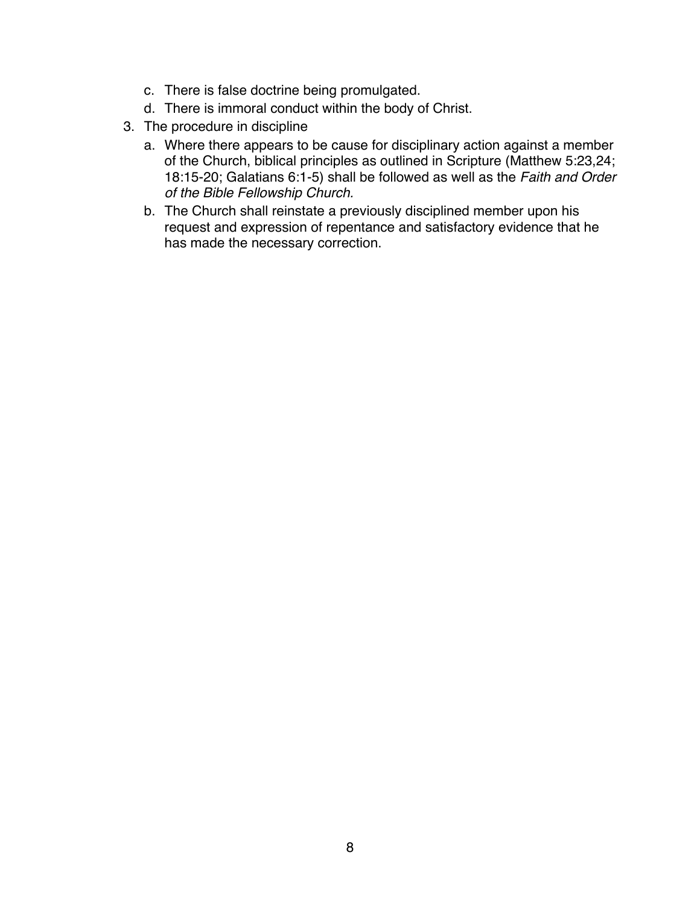c. There is false doctrine being promulgated.
   d. There is immoral conduct within the body of Christ.

3. The procedure in discipline
   a. Where there appears to be cause for disciplinary action against a member of the Church, biblical principles as outlined in Scripture (Matthew 5:23,24; 18:15-20; Galatians 6:1-5) shall be followed as well as the *Faith and Order of the Bible Fellowship Church.*
   b. The Church shall reinstate a previously disciplined member upon his request and expression of repentance and satisfactory evidence that he has made the necessary correction.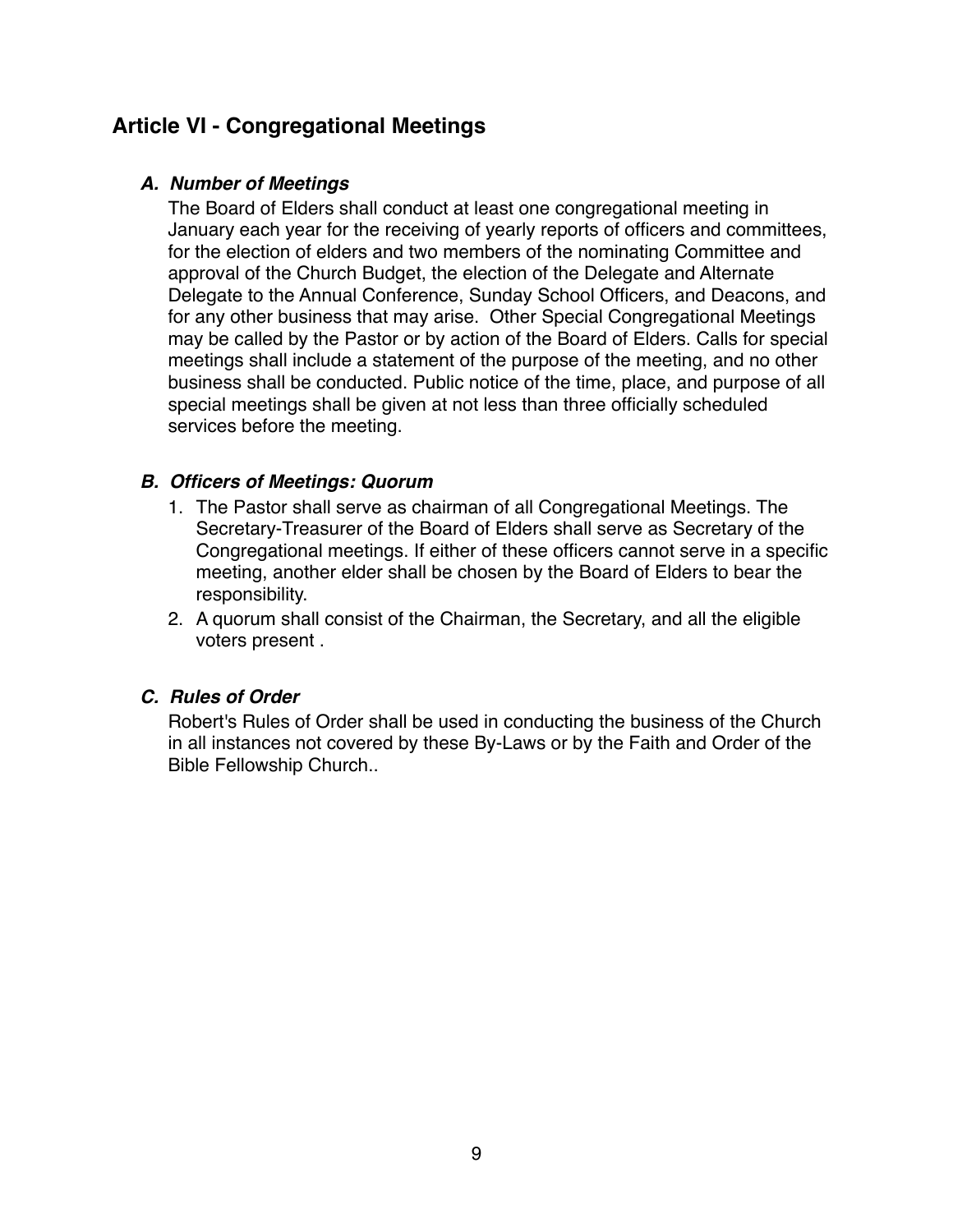## Article VI - Congregational Meetings

### *A. Number of Meetings*

The Board of Elders shall conduct at least one congregational meeting in January each year for the receiving of yearly reports of officers and committees, for the election of elders and two members of the nominating Committee and approval of the Church Budget, the election of the Delegate and Alternate Delegate to the Annual Conference, Sunday School Officers, and Deacons, and for any other business that may arise. Other Special Congregational Meetings may be called by the Pastor or by action of the Board of Elders. Calls for special meetings shall include a statement of the purpose of the meeting, and no other business shall be conducted. Public notice of the time, place, and purpose of all special meetings shall be given at not less than three officially scheduled services before the meeting.

### *B. Officers of Meetings: Quorum*

1. The Pastor shall serve as chairman of all Congregational Meetings. The Secretary-Treasurer of the Board of Elders shall serve as Secretary of the Congregational meetings. If either of these officers cannot serve in a specific meeting, another elder shall be chosen by the Board of Elders to bear the responsibility.
2. A quorum shall consist of the Chairman, the Secretary, and all the eligible voters present .

### *C. Rules of Order*

Robert's Rules of Order shall be used in conducting the business of the Church in all instances not covered by these By-Laws or by the Faith and Order of the Bible Fellowship Church..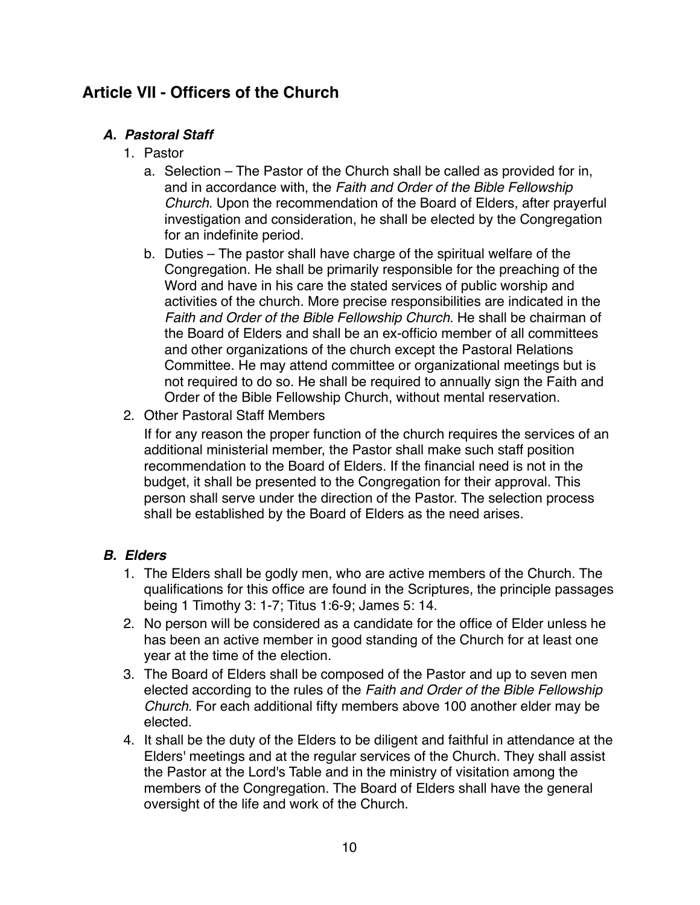## Article VII - Officers of the Church

### *A. Pastoral Staff*

1. Pastor
   a. Selection – The Pastor of the Church shall be called as provided for in, and in accordance with, the *Faith and Order of the Bible Fellowship Church.* Upon the recommendation of the Board of Elders, after prayerful investigation and consideration, he shall be elected by the Congregation for an indefinite period.
   b. Duties – The pastor shall have charge of the spiritual welfare of the Congregation. He shall be primarily responsible for the preaching of the Word and have in his care the stated services of public worship and activities of the church. More precise responsibilities are indicated in the *Faith and Order of the Bible Fellowship Church.* He shall be chairman of the Board of Elders and shall be an ex-officio member of all committees and other organizations of the church except the Pastoral Relations Committee. He may attend committee or organizational meetings but is not required to do so. He shall be required to annually sign the Faith and Order of the Bible Fellowship Church, without mental reservation.
2. Other Pastoral Staff Members

   If for any reason the proper function of the church requires the services of an additional ministerial member, the Pastor shall make such staff position recommendation to the Board of Elders. If the financial need is not in the budget, it shall be presented to the Congregation for their approval. This person shall serve under the direction of the Pastor. The selection process shall be established by the Board of Elders as the need arises.

### *B. Elders*

1. The Elders shall be godly men, who are active members of the Church. The qualifications for this office are found in the Scriptures, the principle passages being 1 Timothy 3: 1-7; Titus 1:6-9; James 5: 14.
2. No person will be considered as a candidate for the office of Elder unless he has been an active member in good standing of the Church for at least one year at the time of the election.
3. The Board of Elders shall be composed of the Pastor and up to seven men elected according to the rules of the *Faith and Order of the Bible Fellowship Church.* For each additional fifty members above 100 another elder may be elected.
4. It shall be the duty of the Elders to be diligent and faithful in attendance at the Elders' meetings and at the regular services of the Church. They shall assist the Pastor at the Lord's Table and in the ministry of visitation among the members of the Congregation. The Board of Elders shall have the general oversight of the life and work of the Church.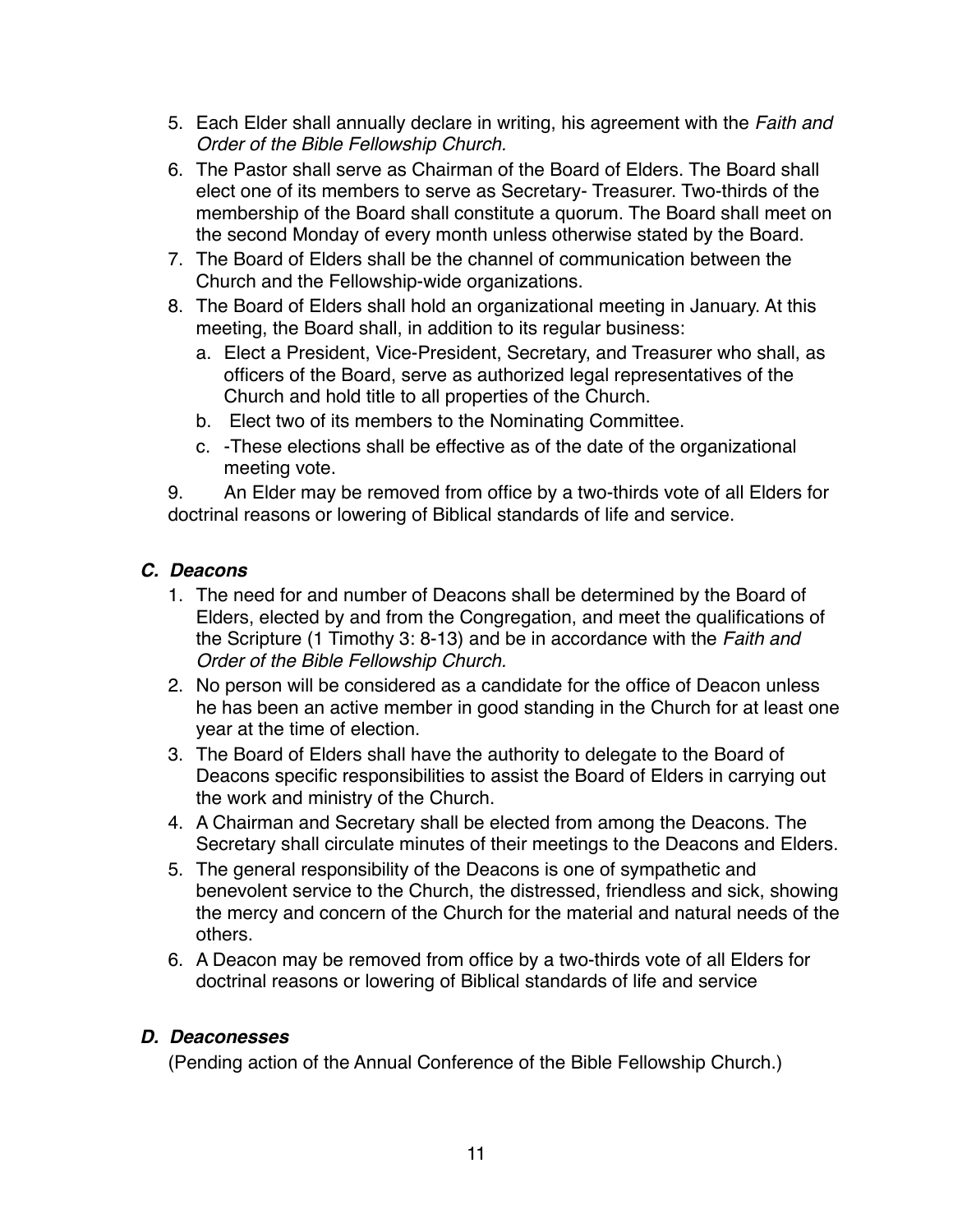5. Each Elder shall annually declare in writing, his agreement with the *Faith and Order of the Bible Fellowship Church.*
6. The Pastor shall serve as Chairman of the Board of Elders. The Board shall elect one of its members to serve as Secretary- Treasurer. Two-thirds of the membership of the Board shall constitute a quorum. The Board shall meet on the second Monday of every month unless otherwise stated by the Board.
7. The Board of Elders shall be the channel of communication between the Church and the Fellowship-wide organizations.
8. The Board of Elders shall hold an organizational meeting in January. At this meeting, the Board shall, in addition to its regular business:
   a. Elect a President, Vice-President, Secretary, and Treasurer who shall, as officers of the Board, serve as authorized legal representatives of the Church and hold title to all properties of the Church.
   b. Elect two of its members to the Nominating Committee.
   c. -These elections shall be effective as of the date of the organizational meeting vote.

9. An Elder may be removed from office by a two-thirds vote of all Elders for doctrinal reasons or lowering of Biblical standards of life and service.

### *C. Deacons*

1. The need for and number of Deacons shall be determined by the Board of Elders, elected by and from the Congregation, and meet the qualifications of the Scripture (1 Timothy 3: 8-13) and be in accordance with the *Faith and Order of the Bible Fellowship Church.*
2. No person will be considered as a candidate for the office of Deacon unless he has been an active member in good standing in the Church for at least one year at the time of election.
3. The Board of Elders shall have the authority to delegate to the Board of Deacons specific responsibilities to assist the Board of Elders in carrying out the work and ministry of the Church.
4. A Chairman and Secretary shall be elected from among the Deacons. The Secretary shall circulate minutes of their meetings to the Deacons and Elders.
5. The general responsibility of the Deacons is one of sympathetic and benevolent service to the Church, the distressed, friendless and sick, showing the mercy and concern of the Church for the material and natural needs of the others.
6. A Deacon may be removed from office by a two-thirds vote of all Elders for doctrinal reasons or lowering of Biblical standards of life and service

### *D. Deaconesses*

(Pending action of the Annual Conference of the Bible Fellowship Church.)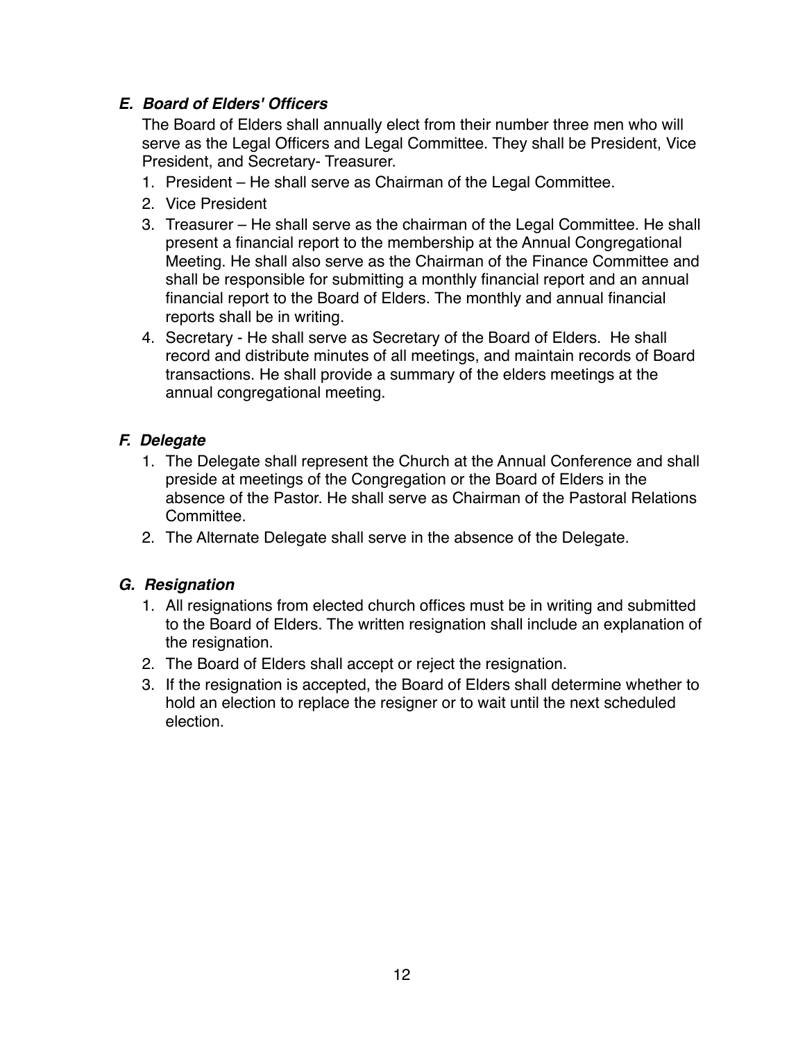### *E. Board of Elders' Officers*

The Board of Elders shall annually elect from their number three men who will serve as the Legal Officers and Legal Committee. They shall be President, Vice President, and Secretary- Treasurer.

1. President – He shall serve as Chairman of the Legal Committee.
2. Vice President
3. Treasurer – He shall serve as the chairman of the Legal Committee. He shall present a financial report to the membership at the Annual Congregational Meeting. He shall also serve as the Chairman of the Finance Committee and shall be responsible for submitting a monthly financial report and an annual financial report to the Board of Elders. The monthly and annual financial reports shall be in writing.
4. Secretary - He shall serve as Secretary of the Board of Elders. He shall record and distribute minutes of all meetings, and maintain records of Board transactions. He shall provide a summary of the elders meetings at the annual congregational meeting.

### *F. Delegate*

1. The Delegate shall represent the Church at the Annual Conference and shall preside at meetings of the Congregation or the Board of Elders in the absence of the Pastor. He shall serve as Chairman of the Pastoral Relations Committee.
2. The Alternate Delegate shall serve in the absence of the Delegate.

### *G. Resignation*

1. All resignations from elected church offices must be in writing and submitted to the Board of Elders. The written resignation shall include an explanation of the resignation.
2. The Board of Elders shall accept or reject the resignation.
3. If the resignation is accepted, the Board of Elders shall determine whether to hold an election to replace the resigner or to wait until the next scheduled election.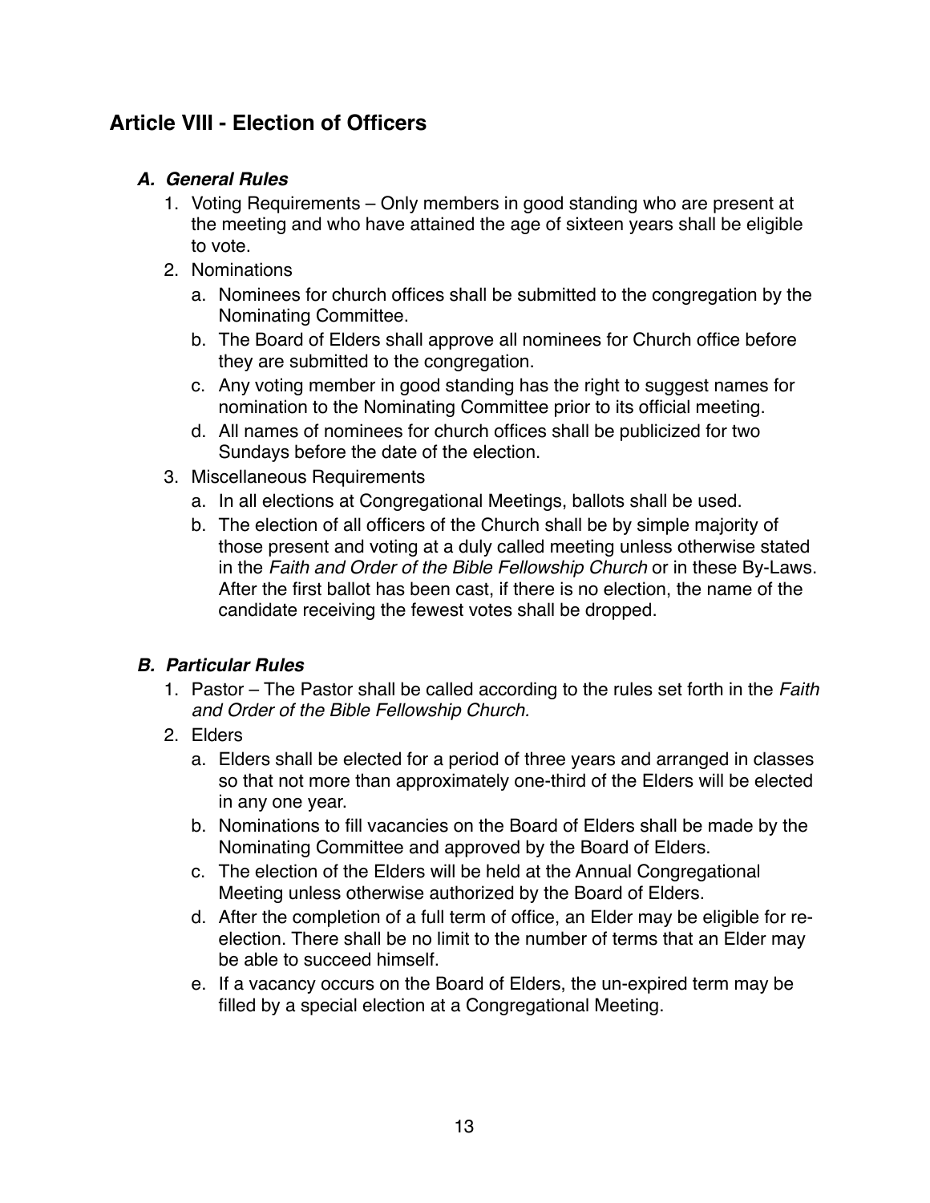## Article VIII - Election of Officers

### *A. General Rules*

1. Voting Requirements – Only members in good standing who are present at the meeting and who have attained the age of sixteen years shall be eligible to vote.
2. Nominations
   a. Nominees for church offices shall be submitted to the congregation by the Nominating Committee.
   b. The Board of Elders shall approve all nominees for Church office before they are submitted to the congregation.
   c. Any voting member in good standing has the right to suggest names for nomination to the Nominating Committee prior to its official meeting.
   d. All names of nominees for church offices shall be publicized for two Sundays before the date of the election.
3. Miscellaneous Requirements
   a. In all elections at Congregational Meetings, ballots shall be used.
   b. The election of all officers of the Church shall be by simple majority of those present and voting at a duly called meeting unless otherwise stated in the *Faith and Order of the Bible Fellowship Church* or in these By-Laws. After the first ballot has been cast, if there is no election, the name of the candidate receiving the fewest votes shall be dropped.

### *B. Particular Rules*

1. Pastor – The Pastor shall be called according to the rules set forth in the *Faith and Order of the Bible Fellowship Church.*
2. Elders
   a. Elders shall be elected for a period of three years and arranged in classes so that not more than approximately one-third of the Elders will be elected in any one year.
   b. Nominations to fill vacancies on the Board of Elders shall be made by the Nominating Committee and approved by the Board of Elders.
   c. The election of the Elders will be held at the Annual Congregational Meeting unless otherwise authorized by the Board of Elders.
   d. After the completion of a full term of office, an Elder may be eligible for re-election. There shall be no limit to the number of terms that an Elder may be able to succeed himself.
   e. If a vacancy occurs on the Board of Elders, the un-expired term may be filled by a special election at a Congregational Meeting.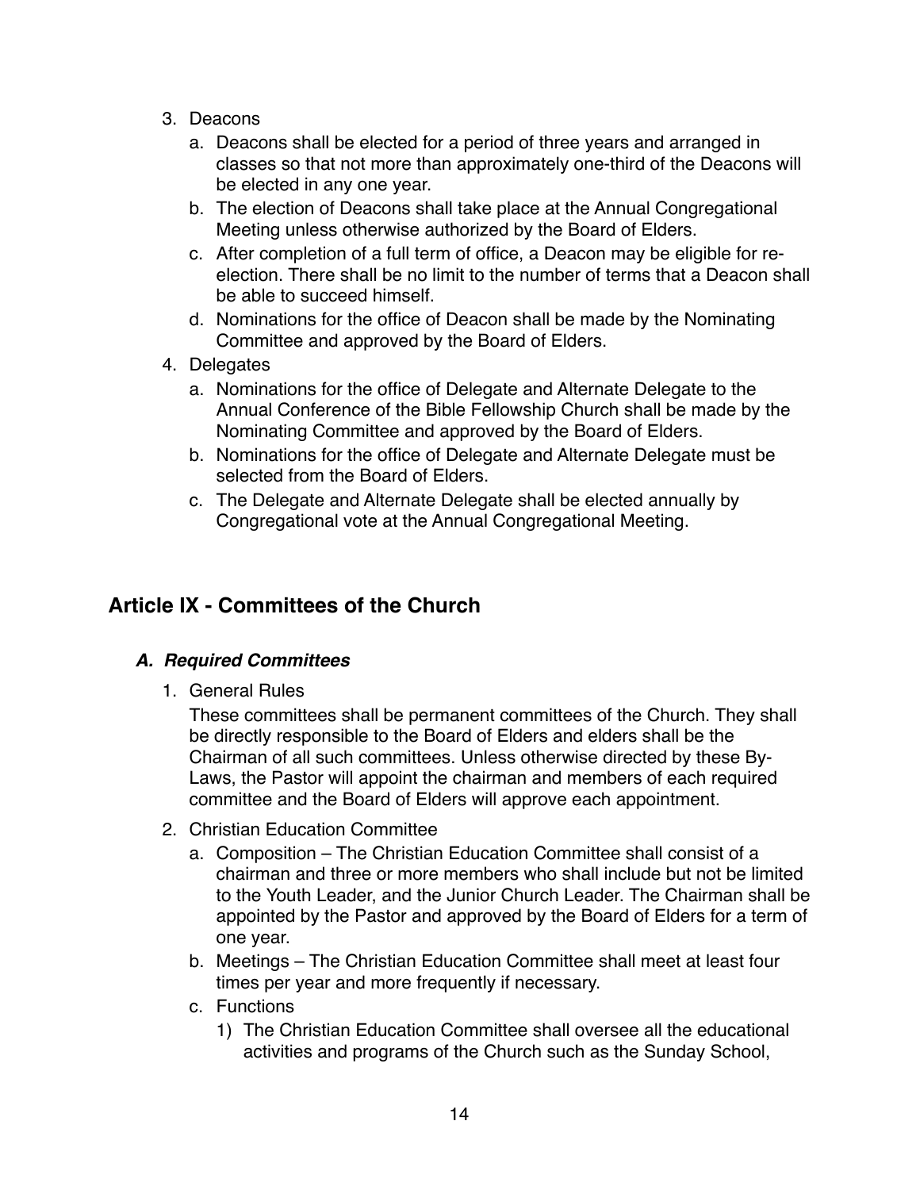3. Deacons
   a. Deacons shall be elected for a period of three years and arranged in classes so that not more than approximately one-third of the Deacons will be elected in any one year.
   b. The election of Deacons shall take place at the Annual Congregational Meeting unless otherwise authorized by the Board of Elders.
   c. After completion of a full term of office, a Deacon may be eligible for re-election. There shall be no limit to the number of terms that a Deacon shall be able to succeed himself.
   d. Nominations for the office of Deacon shall be made by the Nominating Committee and approved by the Board of Elders.
4. Delegates
   a. Nominations for the office of Delegate and Alternate Delegate to the Annual Conference of the Bible Fellowship Church shall be made by the Nominating Committee and approved by the Board of Elders.
   b. Nominations for the office of Delegate and Alternate Delegate must be selected from the Board of Elders.
   c. The Delegate and Alternate Delegate shall be elected annually by Congregational vote at the Annual Congregational Meeting.

## Article IX - Committees of the Church

### *A. Required Committees*

1. General Rules

   These committees shall be permanent committees of the Church. They shall be directly responsible to the Board of Elders and elders shall be the Chairman of all such committees. Unless otherwise directed by these By-Laws, the Pastor will appoint the chairman and members of each required committee and the Board of Elders will approve each appointment.
2. Christian Education Committee
   a. Composition – The Christian Education Committee shall consist of a chairman and three or more members who shall include but not be limited to the Youth Leader, and the Junior Church Leader. The Chairman shall be appointed by the Pastor and approved by the Board of Elders for a term of one year.
   b. Meetings – The Christian Education Committee shall meet at least four times per year and more frequently if necessary.
   c. Functions
      1) The Christian Education Committee shall oversee all the educational activities and programs of the Church such as the Sunday School,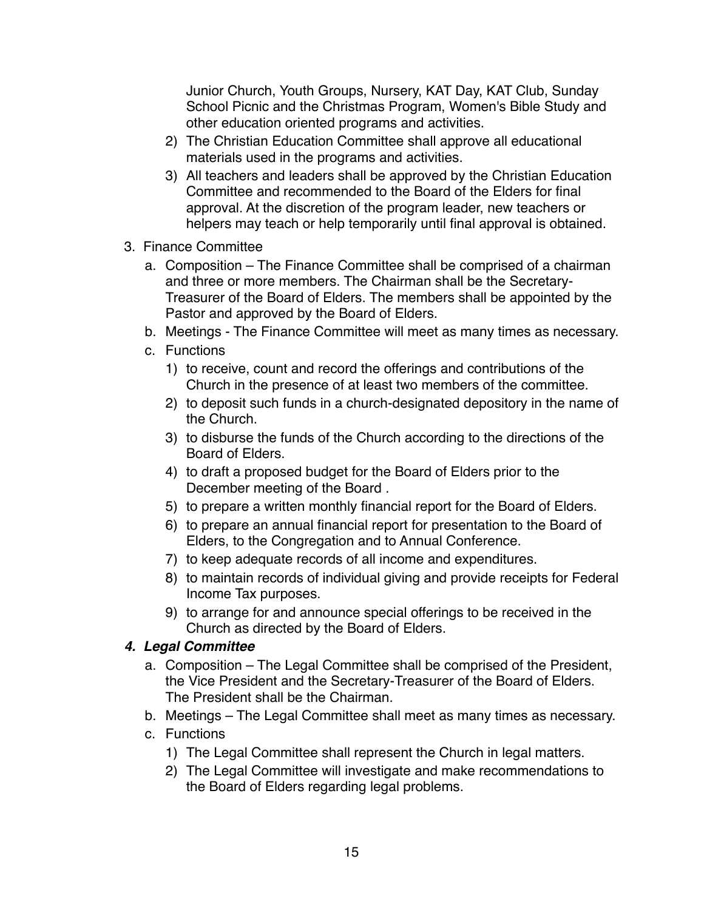Junior Church, Youth Groups, Nursery, KAT Day, KAT Club, Sunday School Picnic and the Christmas Program, Women's Bible Study and other education oriented programs and activities.

2) The Christian Education Committee shall approve all educational materials used in the programs and activities.
3) All teachers and leaders shall be approved by the Christian Education Committee and recommended to the Board of the Elders for final approval. At the discretion of the program leader, new teachers or helpers may teach or help temporarily until final approval is obtained.

3. Finance Committee
   a. Composition – The Finance Committee shall be comprised of a chairman and three or more members. The Chairman shall be the Secretary-Treasurer of the Board of Elders. The members shall be appointed by the Pastor and approved by the Board of Elders.
   b. Meetings - The Finance Committee will meet as many times as necessary.
   c. Functions
      1) to receive, count and record the offerings and contributions of the Church in the presence of at least two members of the committee.
      2) to deposit such funds in a church-designated depository in the name of the Church.
      3) to disburse the funds of the Church according to the directions of the Board of Elders.
      4) to draft a proposed budget for the Board of Elders prior to the December meeting of the Board .
      5) to prepare a written monthly financial report for the Board of Elders.
      6) to prepare an annual financial report for presentation to the Board of Elders, to the Congregation and to Annual Conference.
      7) to keep adequate records of all income and expenditures.
      8) to maintain records of individual giving and provide receipts for Federal Income Tax purposes.
      9) to arrange for and announce special offerings to be received in the Church as directed by the Board of Elders.

***4. Legal Committee***

   a. Composition – The Legal Committee shall be comprised of the President, the Vice President and the Secretary-Treasurer of the Board of Elders. The President shall be the Chairman.
   b. Meetings – The Legal Committee shall meet as many times as necessary.
   c. Functions
      1) The Legal Committee shall represent the Church in legal matters.
      2) The Legal Committee will investigate and make recommendations to the Board of Elders regarding legal problems.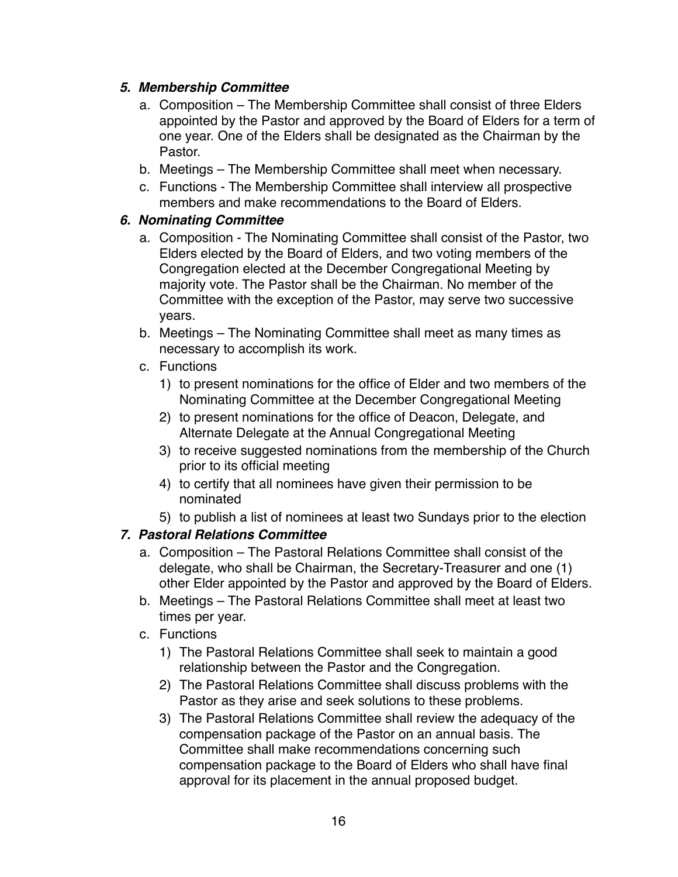5. ***Membership Committee***
    a. Composition – The Membership Committee shall consist of three Elders appointed by the Pastor and approved by the Board of Elders for a term of one year. One of the Elders shall be designated as the Chairman by the Pastor.
    b. Meetings – The Membership Committee shall meet when necessary.
    c. Functions - The Membership Committee shall interview all prospective members and make recommendations to the Board of Elders.
6. ***Nominating Committee***
    a. Composition - The Nominating Committee shall consist of the Pastor, two Elders elected by the Board of Elders, and two voting members of the Congregation elected at the December Congregational Meeting by majority vote. The Pastor shall be the Chairman. No member of the Committee with the exception of the Pastor, may serve two successive years.
    b. Meetings – The Nominating Committee shall meet as many times as necessary to accomplish its work.
    c. Functions
        1) to present nominations for the office of Elder and two members of the Nominating Committee at the December Congregational Meeting
        2) to present nominations for the office of Deacon, Delegate, and Alternate Delegate at the Annual Congregational Meeting
        3) to receive suggested nominations from the membership of the Church prior to its official meeting
        4) to certify that all nominees have given their permission to be nominated
        5) to publish a list of nominees at least two Sundays prior to the election
7. ***Pastoral Relations Committee***
    a. Composition – The Pastoral Relations Committee shall consist of the delegate, who shall be Chairman, the Secretary-Treasurer and one (1) other Elder appointed by the Pastor and approved by the Board of Elders.
    b. Meetings – The Pastoral Relations Committee shall meet at least two times per year.
    c. Functions
        1) The Pastoral Relations Committee shall seek to maintain a good relationship between the Pastor and the Congregation.
        2) The Pastoral Relations Committee shall discuss problems with the Pastor as they arise and seek solutions to these problems.
        3) The Pastoral Relations Committee shall review the adequacy of the compensation package of the Pastor on an annual basis. The Committee shall make recommendations concerning such compensation package to the Board of Elders who shall have final approval for its placement in the annual proposed budget.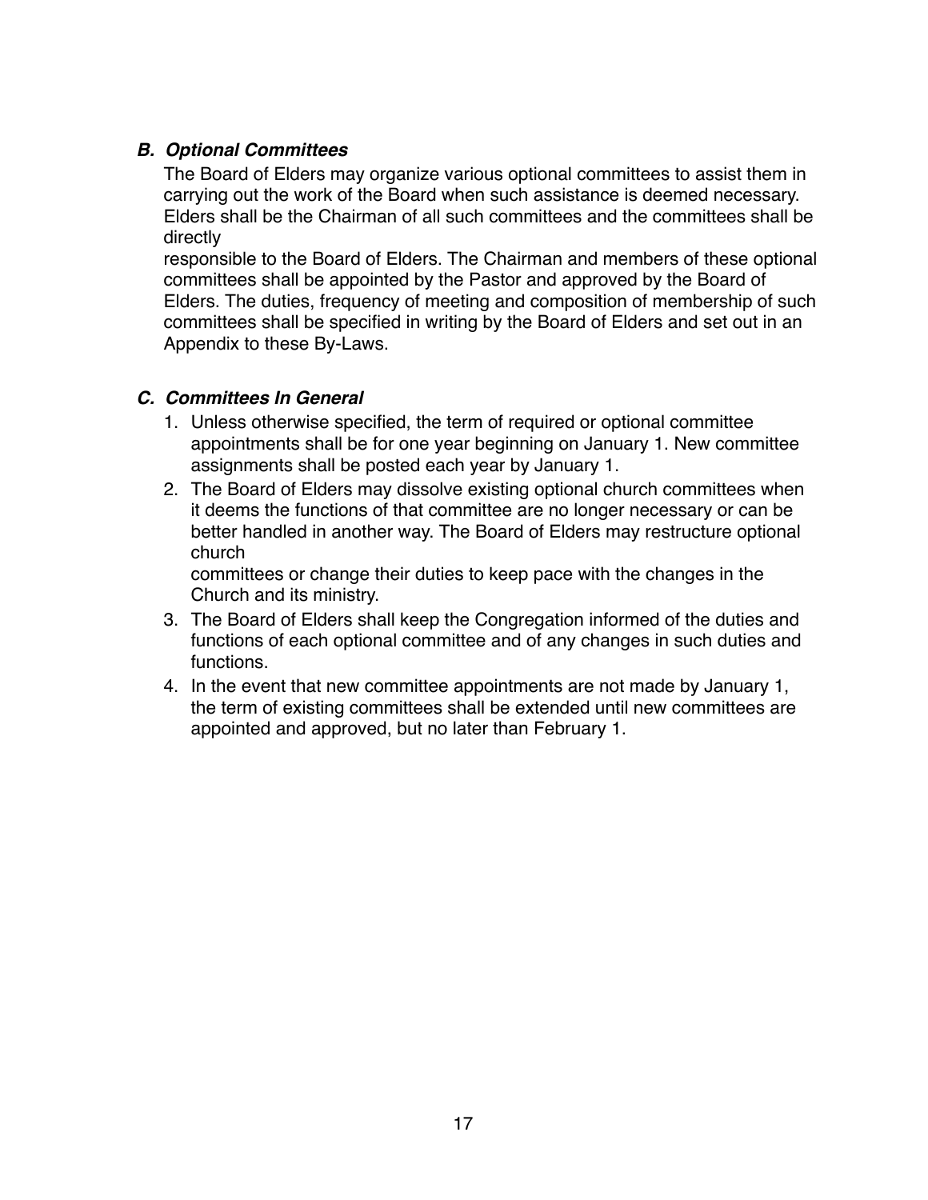### *B. Optional Committees*

The Board of Elders may organize various optional committees to assist them in carrying out the work of the Board when such assistance is deemed necessary. Elders shall be the Chairman of all such committees and the committees shall be directly responsible to the Board of Elders. The Chairman and members of these optional committees shall be appointed by the Pastor and approved by the Board of Elders. The duties, frequency of meeting and composition of membership of such committees shall be specified in writing by the Board of Elders and set out in an Appendix to these By-Laws.

### *C. Committees In General*

1. Unless otherwise specified, the term of required or optional committee appointments shall be for one year beginning on January 1. New committee assignments shall be posted each year by January 1.
2. The Board of Elders may dissolve existing optional church committees when it deems the functions of that committee are no longer necessary or can be better handled in another way. The Board of Elders may restructure optional church committees or change their duties to keep pace with the changes in the Church and its ministry.
3. The Board of Elders shall keep the Congregation informed of the duties and functions of each optional committee and of any changes in such duties and functions.
4. In the event that new committee appointments are not made by January 1, the term of existing committees shall be extended until new committees are appointed and approved, but no later than February 1.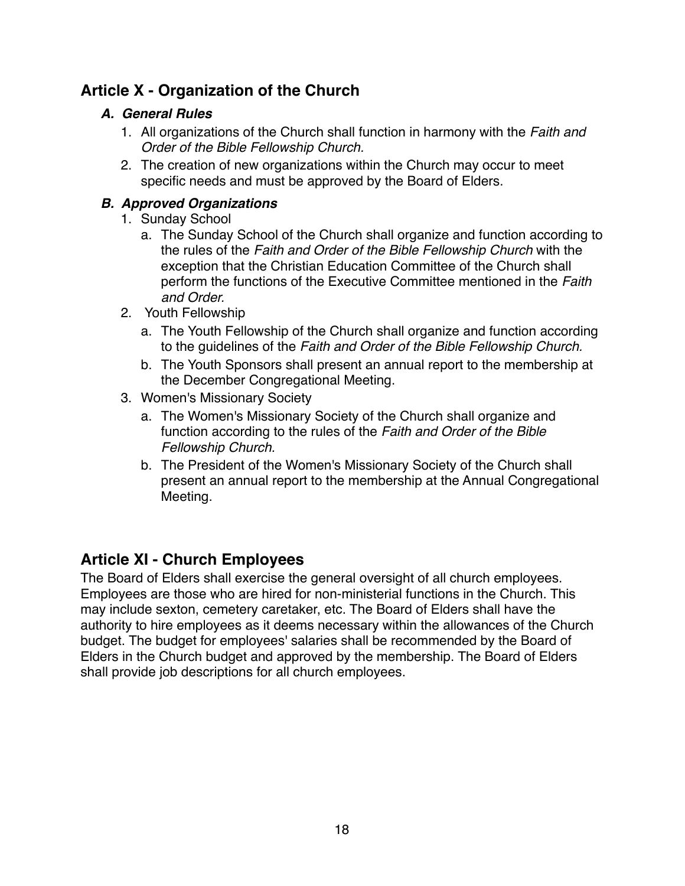## Article X - Organization of the Church

### *A. General Rules*

1. All organizations of the Church shall function in harmony with the *Faith and Order of the Bible Fellowship Church.*
2. The creation of new organizations within the Church may occur to meet specific needs and must be approved by the Board of Elders.

### *B. Approved Organizations*

1. Sunday School
   a. The Sunday School of the Church shall organize and function according to the rules of the *Faith and Order of the Bible Fellowship Church* with the exception that the Christian Education Committee of the Church shall perform the functions of the Executive Committee mentioned in the *Faith and Order.*
2. Youth Fellowship
   a. The Youth Fellowship of the Church shall organize and function according to the guidelines of the *Faith and Order of the Bible Fellowship Church.*
   b. The Youth Sponsors shall present an annual report to the membership at the December Congregational Meeting.
3. Women's Missionary Society
   a. The Women's Missionary Society of the Church shall organize and function according to the rules of the *Faith and Order of the Bible Fellowship Church.*
   b. The President of the Women's Missionary Society of the Church shall present an annual report to the membership at the Annual Congregational Meeting.

## Article XI - Church Employees

The Board of Elders shall exercise the general oversight of all church employees. Employees are those who are hired for non-ministerial functions in the Church. This may include sexton, cemetery caretaker, etc. The Board of Elders shall have the authority to hire employees as it deems necessary within the allowances of the Church budget. The budget for employees' salaries shall be recommended by the Board of Elders in the Church budget and approved by the membership. The Board of Elders shall provide job descriptions for all church employees.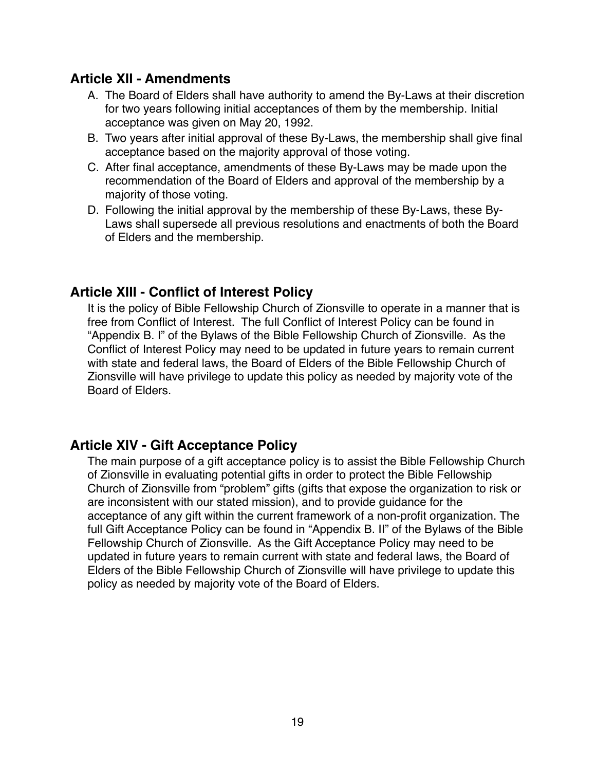## Article XII - Amendments

A. The Board of Elders shall have authority to amend the By-Laws at their discretion for two years following initial acceptances of them by the membership. Initial acceptance was given on May 20, 1992.
B. Two years after initial approval of these By-Laws, the membership shall give final acceptance based on the majority approval of those voting.
C. After final acceptance, amendments of these By-Laws may be made upon the recommendation of the Board of Elders and approval of the membership by a majority of those voting.
D. Following the initial approval by the membership of these By-Laws, these By-Laws shall supersede all previous resolutions and enactments of both the Board of Elders and the membership.

## Article XIII - Conflict of Interest Policy

It is the policy of Bible Fellowship Church of Zionsville to operate in a manner that is free from Conflict of Interest. The full Conflict of Interest Policy can be found in "Appendix B. I" of the Bylaws of the Bible Fellowship Church of Zionsville. As the Conflict of Interest Policy may need to be updated in future years to remain current with state and federal laws, the Board of Elders of the Bible Fellowship Church of Zionsville will have privilege to update this policy as needed by majority vote of the Board of Elders.

## Article XIV - Gift Acceptance Policy

The main purpose of a gift acceptance policy is to assist the Bible Fellowship Church of Zionsville in evaluating potential gifts in order to protect the Bible Fellowship Church of Zionsville from "problem" gifts (gifts that expose the organization to risk or are inconsistent with our stated mission), and to provide guidance for the acceptance of any gift within the current framework of a non-profit organization. The full Gift Acceptance Policy can be found in "Appendix B. II" of the Bylaws of the Bible Fellowship Church of Zionsville. As the Gift Acceptance Policy may need to be updated in future years to remain current with state and federal laws, the Board of Elders of the Bible Fellowship Church of Zionsville will have privilege to update this policy as needed by majority vote of the Board of Elders.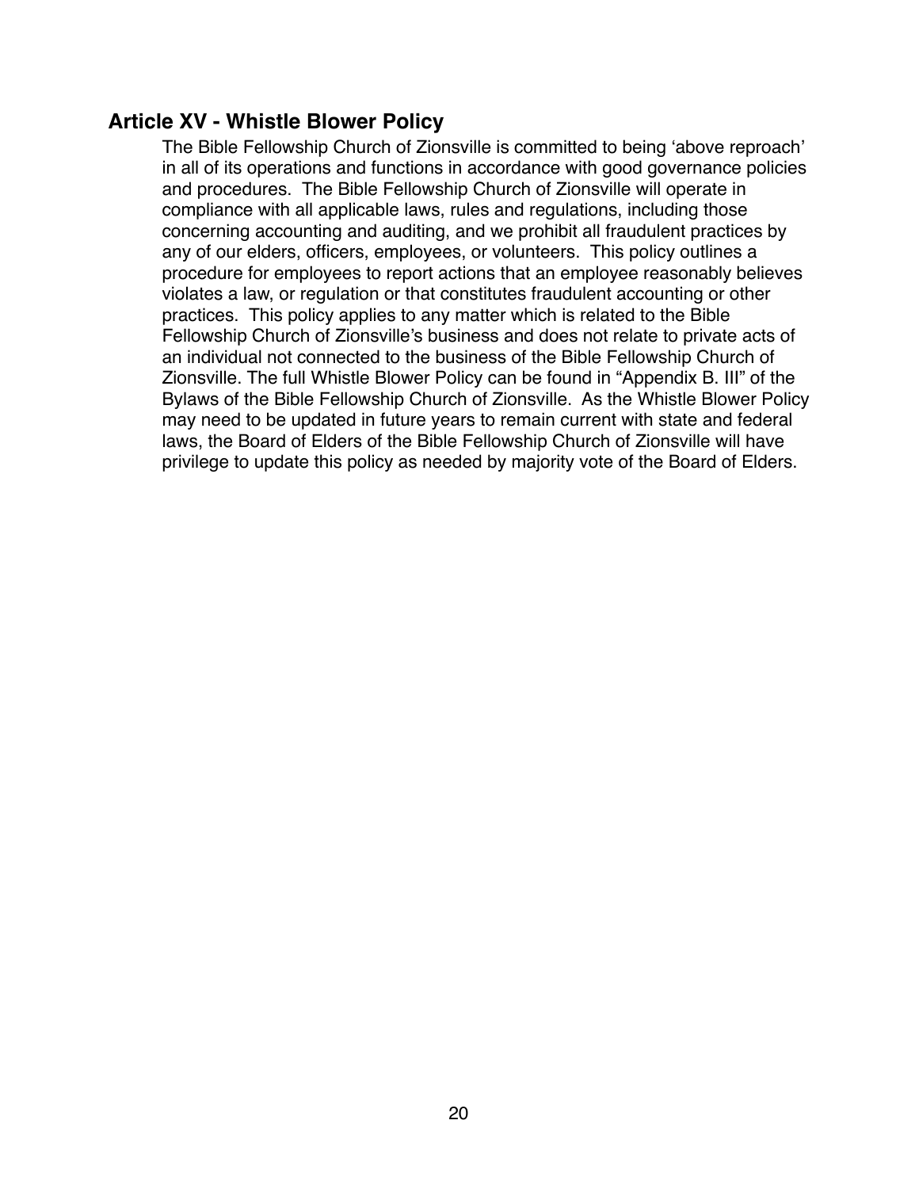## Article XV - Whistle Blower Policy

The Bible Fellowship Church of Zionsville is committed to being 'above reproach' in all of its operations and functions in accordance with good governance policies and procedures. The Bible Fellowship Church of Zionsville will operate in compliance with all applicable laws, rules and regulations, including those concerning accounting and auditing, and we prohibit all fraudulent practices by any of our elders, officers, employees, or volunteers. This policy outlines a procedure for employees to report actions that an employee reasonably believes violates a law, or regulation or that constitutes fraudulent accounting or other practices. This policy applies to any matter which is related to the Bible Fellowship Church of Zionsville's business and does not relate to private acts of an individual not connected to the business of the Bible Fellowship Church of Zionsville. The full Whistle Blower Policy can be found in "Appendix B. III" of the Bylaws of the Bible Fellowship Church of Zionsville. As the Whistle Blower Policy may need to be updated in future years to remain current with state and federal laws, the Board of Elders of the Bible Fellowship Church of Zionsville will have privilege to update this policy as needed by majority vote of the Board of Elders.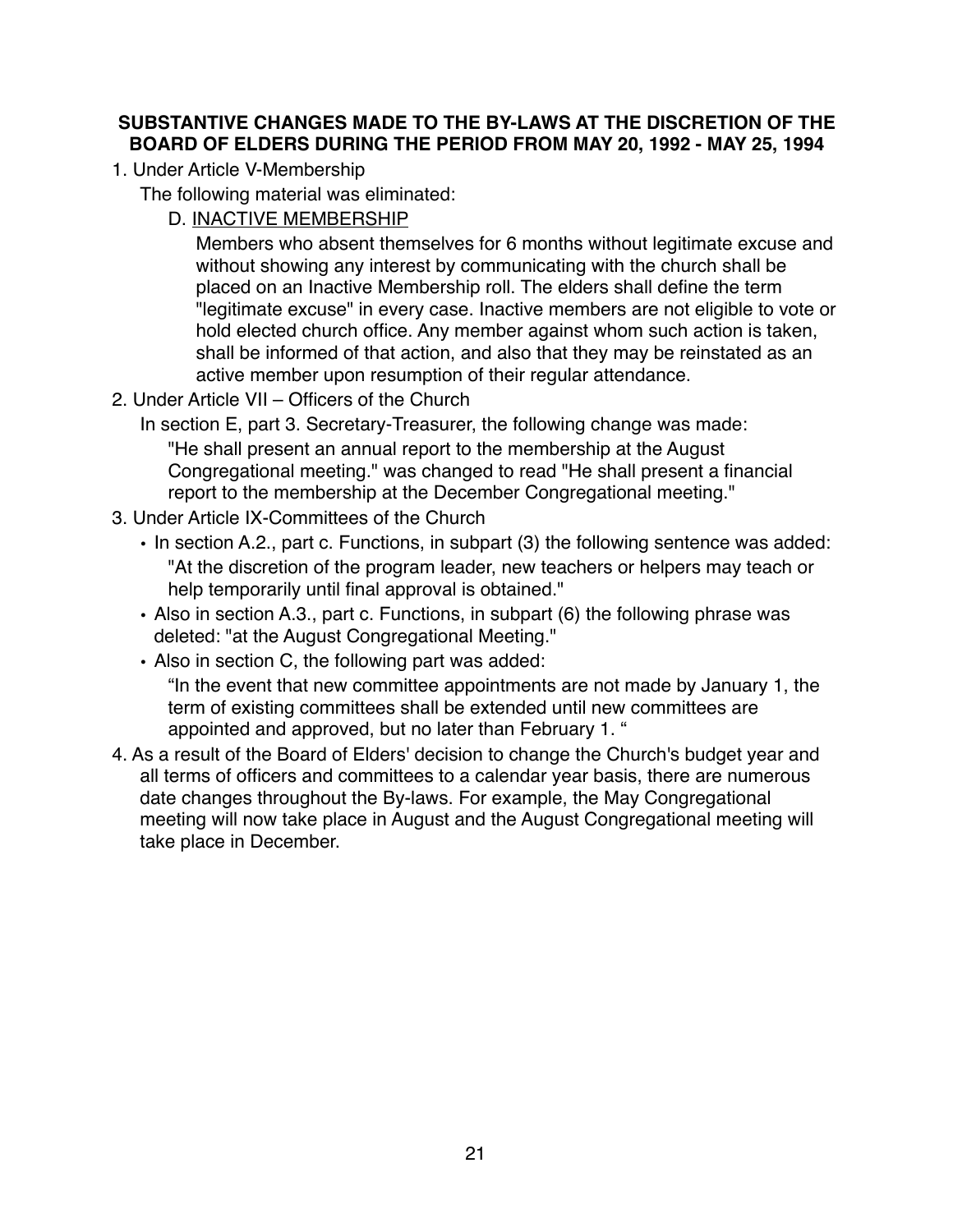**SUBSTANTIVE CHANGES MADE TO THE BY-LAWS AT THE DISCRETION OF THE BOARD OF ELDERS DURING THE PERIOD FROM MAY 20, 1992 - MAY 25, 1994**

1. Under Article V-Membership

   The following material was eliminated:

   D. <u>INACTIVE MEMBERSHIP</u>

   Members who absent themselves for 6 months without legitimate excuse and without showing any interest by communicating with the church shall be placed on an Inactive Membership roll. The elders shall define the term "legitimate excuse" in every case. Inactive members are not eligible to vote or hold elected church office. Any member against whom such action is taken, shall be informed of that action, and also that they may be reinstated as an active member upon resumption of their regular attendance.

2. Under Article VII – Officers of the Church

   In section E, part 3. Secretary-Treasurer, the following change was made:

   "He shall present an annual report to the membership at the August Congregational meeting." was changed to read "He shall present a financial report to the membership at the December Congregational meeting."

3. Under Article IX-Committees of the Church

   - In section A.2., part c. Functions, in subpart (3) the following sentence was added:

     "At the discretion of the program leader, new teachers or helpers may teach or help temporarily until final approval is obtained."

   - Also in section A.3., part c. Functions, in subpart (6) the following phrase was deleted: "at the August Congregational Meeting."
   - Also in section C, the following part was added:

     "In the event that new committee appointments are not made by January 1, the term of existing committees shall be extended until new committees are appointed and approved, but no later than February 1. "

4. As a result of the Board of Elders' decision to change the Church's budget year and all terms of officers and committees to a calendar year basis, there are numerous date changes throughout the By-laws. For example, the May Congregational meeting will now take place in August and the August Congregational meeting will take place in December.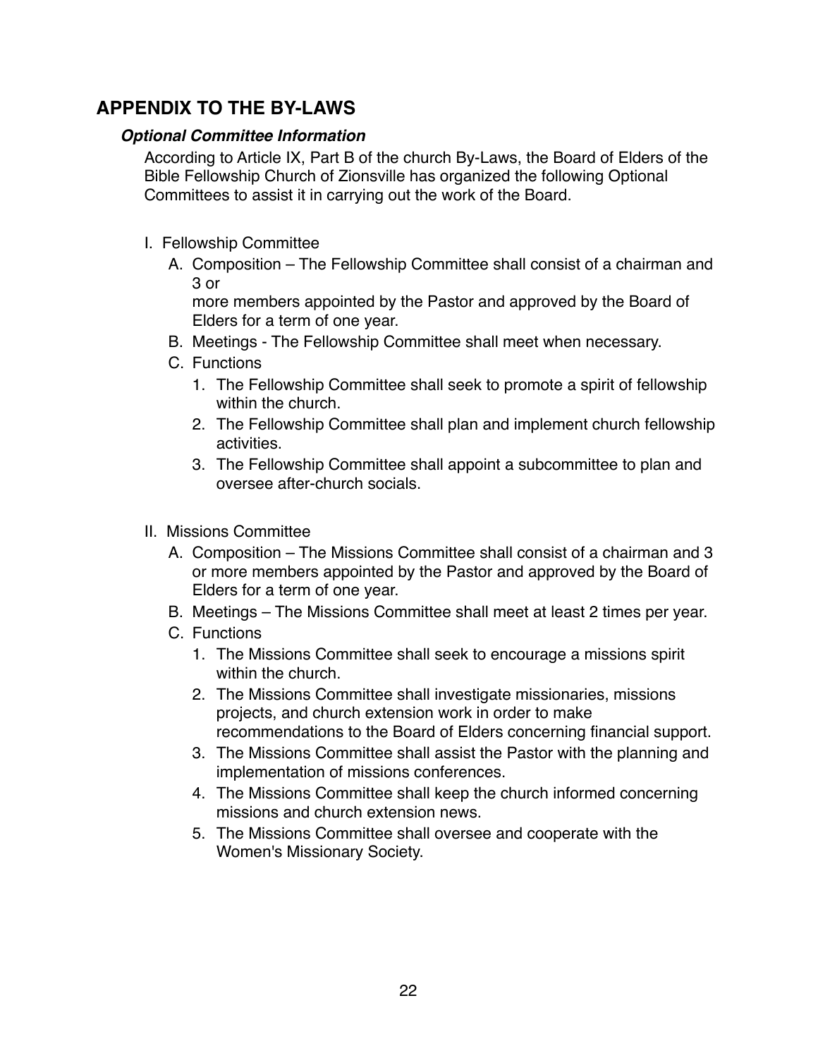## APPENDIX TO THE BY-LAWS

### *Optional Committee Information*

According to Article IX, Part B of the church By-Laws, the Board of Elders of the Bible Fellowship Church of Zionsville has organized the following Optional Committees to assist it in carrying out the work of the Board.

I. Fellowship Committee
   - A. Composition – The Fellowship Committee shall consist of a chairman and 3 or more members appointed by the Pastor and approved by the Board of Elders for a term of one year.
   - B. Meetings - The Fellowship Committee shall meet when necessary.
   - C. Functions
     1. The Fellowship Committee shall seek to promote a spirit of fellowship within the church.
     2. The Fellowship Committee shall plan and implement church fellowship activities.
     3. The Fellowship Committee shall appoint a subcommittee to plan and oversee after-church socials.

II. Missions Committee
   - A. Composition – The Missions Committee shall consist of a chairman and 3 or more members appointed by the Pastor and approved by the Board of Elders for a term of one year.
   - B. Meetings – The Missions Committee shall meet at least 2 times per year.
   - C. Functions
     1. The Missions Committee shall seek to encourage a missions spirit within the church.
     2. The Missions Committee shall investigate missionaries, missions projects, and church extension work in order to make recommendations to the Board of Elders concerning financial support.
     3. The Missions Committee shall assist the Pastor with the planning and implementation of missions conferences.
     4. The Missions Committee shall keep the church informed concerning missions and church extension news.
     5. The Missions Committee shall oversee and cooperate with the Women's Missionary Society.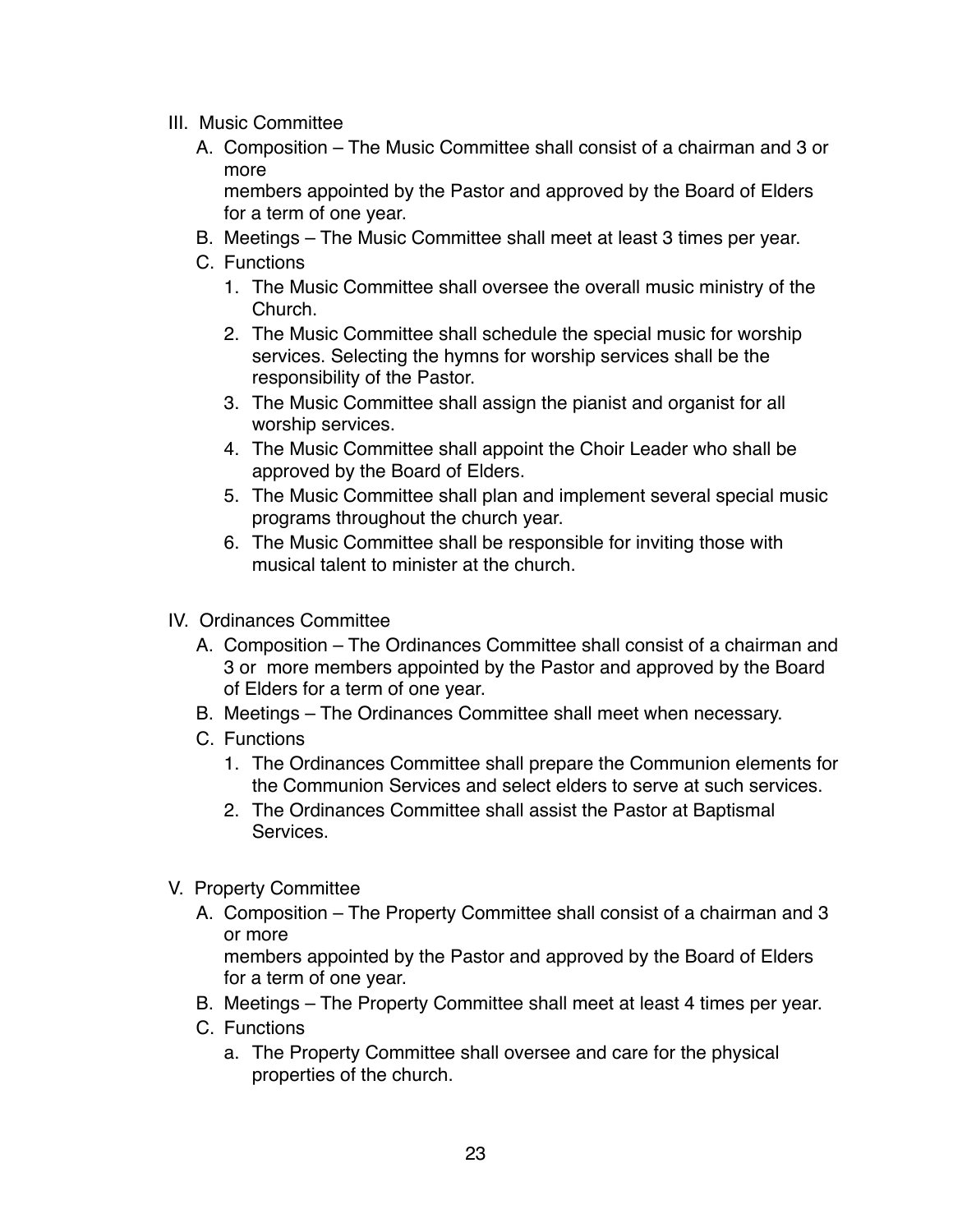III. Music Committee

A. Composition – The Music Committee shall consist of a chairman and 3 or more members appointed by the Pastor and approved by the Board of Elders for a term of one year.

B. Meetings – The Music Committee shall meet at least 3 times per year.

C. Functions

1. The Music Committee shall oversee the overall music ministry of the Church.
2. The Music Committee shall schedule the special music for worship services. Selecting the hymns for worship services shall be the responsibility of the Pastor.
3. The Music Committee shall assign the pianist and organist for all worship services.
4. The Music Committee shall appoint the Choir Leader who shall be approved by the Board of Elders.
5. The Music Committee shall plan and implement several special music programs throughout the church year.
6. The Music Committee shall be responsible for inviting those with musical talent to minister at the church.

IV. Ordinances Committee

A. Composition – The Ordinances Committee shall consist of a chairman and 3 or more members appointed by the Pastor and approved by the Board of Elders for a term of one year.

B. Meetings – The Ordinances Committee shall meet when necessary.

C. Functions

1. The Ordinances Committee shall prepare the Communion elements for the Communion Services and select elders to serve at such services.
2. The Ordinances Committee shall assist the Pastor at Baptismal Services.

V. Property Committee

A. Composition – The Property Committee shall consist of a chairman and 3 or more members appointed by the Pastor and approved by the Board of Elders for a term of one year.

B. Meetings – The Property Committee shall meet at least 4 times per year.

C. Functions

a. The Property Committee shall oversee and care for the physical properties of the church.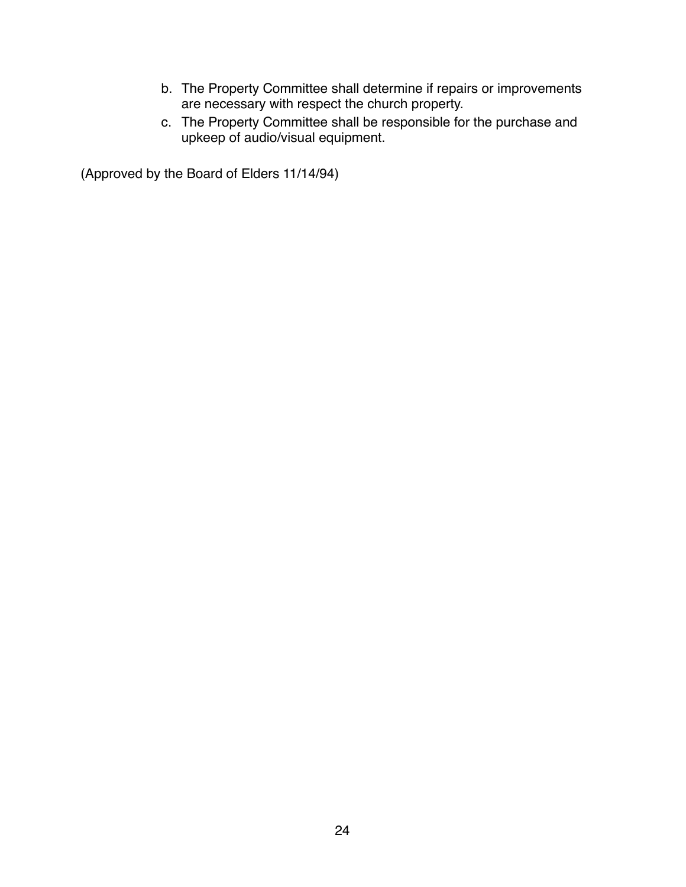b. The Property Committee shall determine if repairs or improvements are necessary with respect the church property.
c. The Property Committee shall be responsible for the purchase and upkeep of audio/visual equipment.

(Approved by the Board of Elders 11/14/94)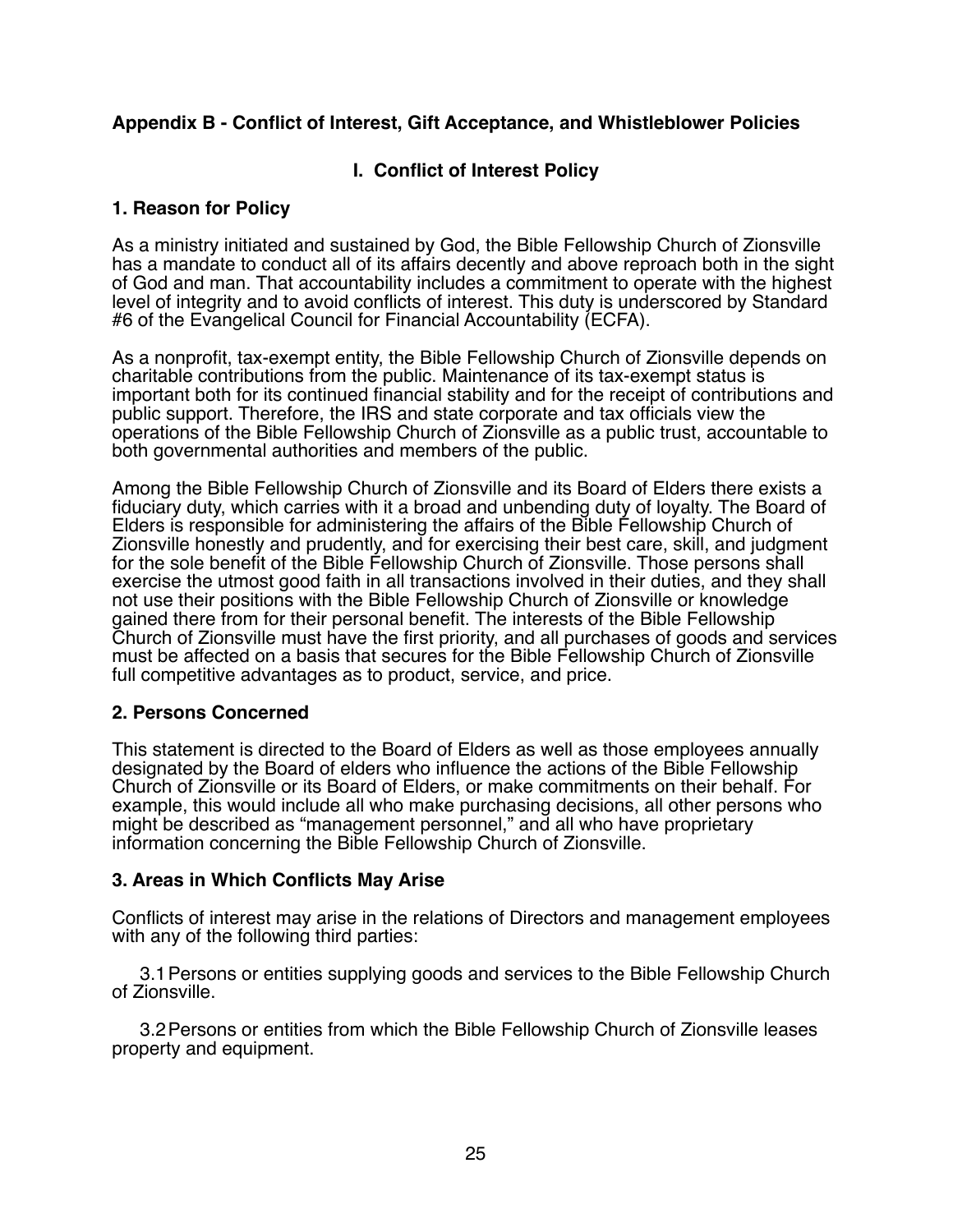## Appendix B - Conflict of Interest, Gift Acceptance, and Whistleblower Policies

### I. Conflict of Interest Policy

#### 1. Reason for Policy

As a ministry initiated and sustained by God, the Bible Fellowship Church of Zionsville has a mandate to conduct all of its affairs decently and above reproach both in the sight of God and man. That accountability includes a commitment to operate with the highest level of integrity and to avoid conflicts of interest. This duty is underscored by Standard #6 of the Evangelical Council for Financial Accountability (ECFA).

As a nonprofit, tax-exempt entity, the Bible Fellowship Church of Zionsville depends on charitable contributions from the public. Maintenance of its tax-exempt status is important both for its continued financial stability and for the receipt of contributions and public support. Therefore, the IRS and state corporate and tax officials view the operations of the Bible Fellowship Church of Zionsville as a public trust, accountable to both governmental authorities and members of the public.

Among the Bible Fellowship Church of Zionsville and its Board of Elders there exists a fiduciary duty, which carries with it a broad and unbending duty of loyalty. The Board of Elders is responsible for administering the affairs of the Bible Fellowship Church of Zionsville honestly and prudently, and for exercising their best care, skill, and judgment for the sole benefit of the Bible Fellowship Church of Zionsville. Those persons shall exercise the utmost good faith in all transactions involved in their duties, and they shall not use their positions with the Bible Fellowship Church of Zionsville or knowledge gained there from for their personal benefit. The interests of the Bible Fellowship Church of Zionsville must have the first priority, and all purchases of goods and services must be affected on a basis that secures for the Bible Fellowship Church of Zionsville full competitive advantages as to product, service, and price.

#### 2. Persons Concerned

This statement is directed to the Board of Elders as well as those employees annually designated by the Board of elders who influence the actions of the Bible Fellowship Church of Zionsville or its Board of Elders, or make commitments on their behalf. For example, this would include all who make purchasing decisions, all other persons who might be described as "management personnel," and all who have proprietary information concerning the Bible Fellowship Church of Zionsville.

#### 3. Areas in Which Conflicts May Arise

Conflicts of interest may arise in the relations of Directors and management employees with any of the following third parties:

3.1 Persons or entities supplying goods and services to the Bible Fellowship Church of Zionsville.

3.2 Persons or entities from which the Bible Fellowship Church of Zionsville leases property and equipment.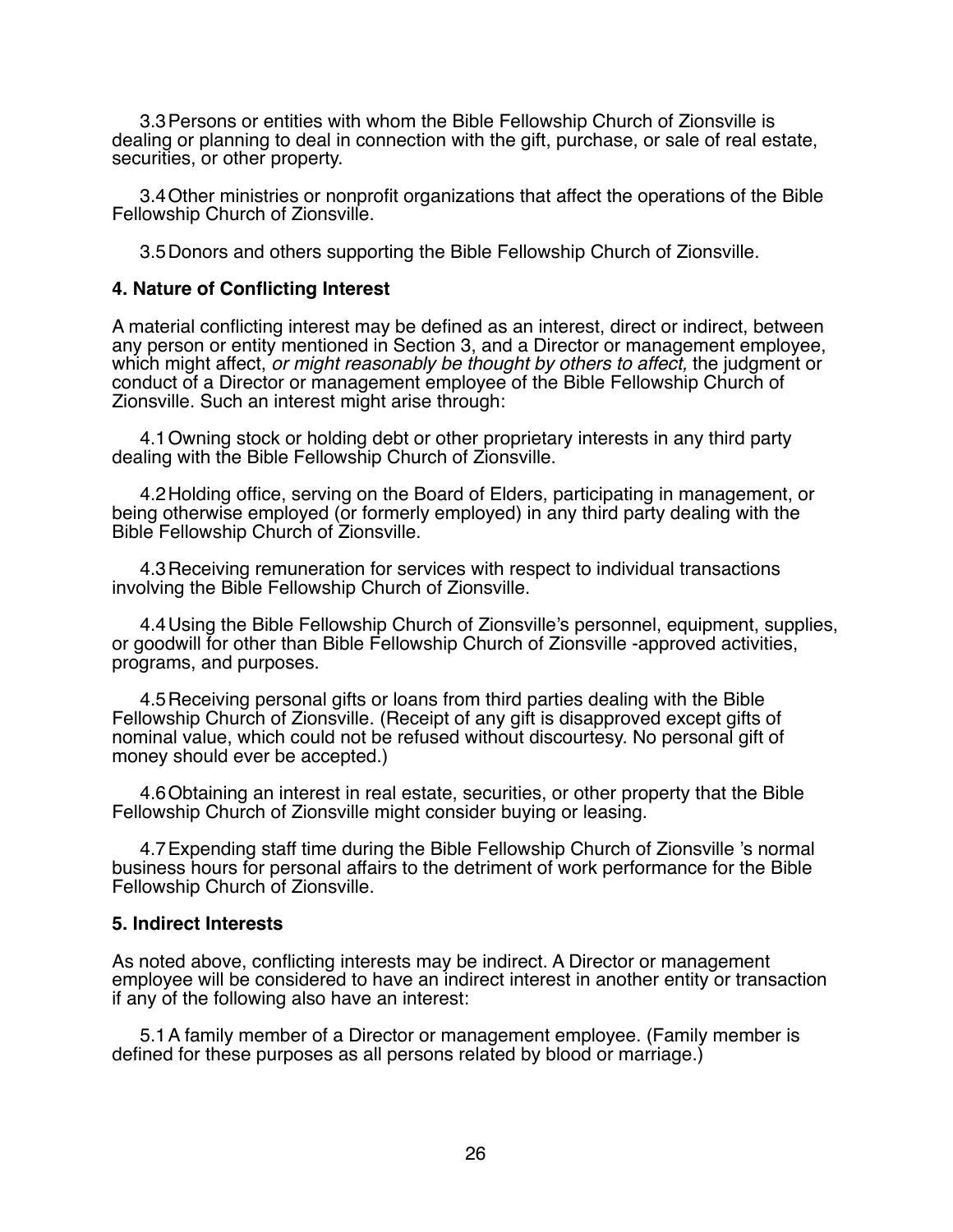3.3 Persons or entities with whom the Bible Fellowship Church of Zionsville is dealing or planning to deal in connection with the gift, purchase, or sale of real estate, securities, or other property.

3.4 Other ministries or nonprofit organizations that affect the operations of the Bible Fellowship Church of Zionsville.

3.5 Donors and others supporting the Bible Fellowship Church of Zionsville.

**4. Nature of Conflicting Interest**

A material conflicting interest may be defined as an interest, direct or indirect, between any person or entity mentioned in Section 3, and a Director or management employee, which might affect, *or might reasonably be thought by others to affect,* the judgment or conduct of a Director or management employee of the Bible Fellowship Church of Zionsville. Such an interest might arise through:

4.1 Owning stock or holding debt or other proprietary interests in any third party dealing with the Bible Fellowship Church of Zionsville.

4.2 Holding office, serving on the Board of Elders, participating in management, or being otherwise employed (or formerly employed) in any third party dealing with the Bible Fellowship Church of Zionsville.

4.3 Receiving remuneration for services with respect to individual transactions involving the Bible Fellowship Church of Zionsville.

4.4 Using the Bible Fellowship Church of Zionsville's personnel, equipment, supplies, or goodwill for other than Bible Fellowship Church of Zionsville -approved activities, programs, and purposes.

4.5 Receiving personal gifts or loans from third parties dealing with the Bible Fellowship Church of Zionsville. (Receipt of any gift is disapproved except gifts of nominal value, which could not be refused without discourtesy. No personal gift of money should ever be accepted.)

4.6 Obtaining an interest in real estate, securities, or other property that the Bible Fellowship Church of Zionsville might consider buying or leasing.

4.7 Expending staff time during the Bible Fellowship Church of Zionsville 's normal business hours for personal affairs to the detriment of work performance for the Bible Fellowship Church of Zionsville.

**5. Indirect Interests**

As noted above, conflicting interests may be indirect. A Director or management employee will be considered to have an indirect interest in another entity or transaction if any of the following also have an interest:

5.1 A family member of a Director or management employee. (Family member is defined for these purposes as all persons related by blood or marriage.)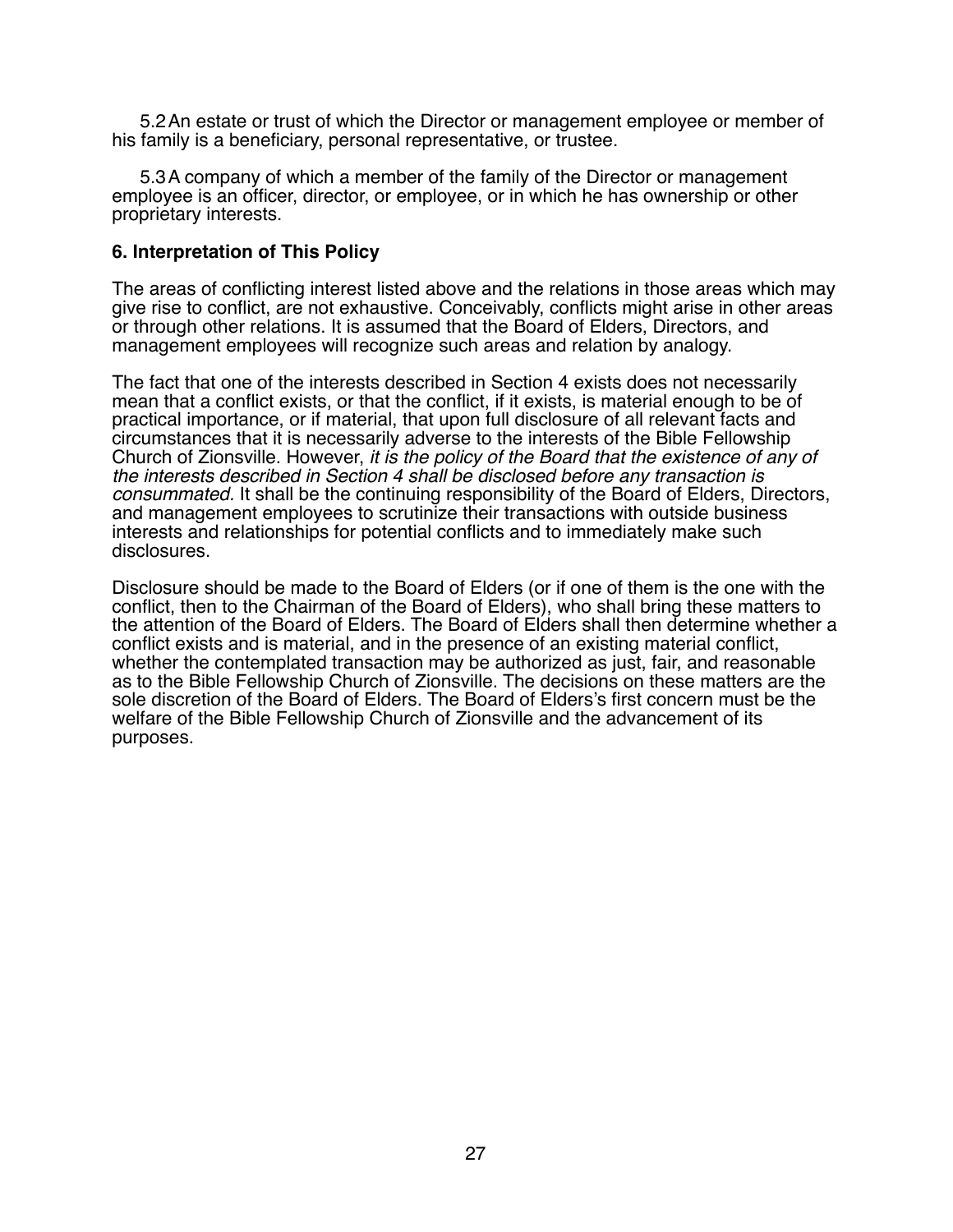5.2 An estate or trust of which the Director or management employee or member of his family is a beneficiary, personal representative, or trustee.

5.3 A company of which a member of the family of the Director or management employee is an officer, director, or employee, or in which he has ownership or other proprietary interests.

**6. Interpretation of This Policy**

The areas of conflicting interest listed above and the relations in those areas which may give rise to conflict, are not exhaustive. Conceivably, conflicts might arise in other areas or through other relations. It is assumed that the Board of Elders, Directors, and management employees will recognize such areas and relation by analogy.

The fact that one of the interests described in Section 4 exists does not necessarily mean that a conflict exists, or that the conflict, if it exists, is material enough to be of practical importance, or if material, that upon full disclosure of all relevant facts and circumstances that it is necessarily adverse to the interests of the Bible Fellowship Church of Zionsville. However, *it is the policy of the Board that the existence of any of the interests described in Section 4 shall be disclosed before any transaction is consummated.* It shall be the continuing responsibility of the Board of Elders, Directors, and management employees to scrutinize their transactions with outside business interests and relationships for potential conflicts and to immediately make such disclosures.

Disclosure should be made to the Board of Elders (or if one of them is the one with the conflict, then to the Chairman of the Board of Elders), who shall bring these matters to the attention of the Board of Elders. The Board of Elders shall then determine whether a conflict exists and is material, and in the presence of an existing material conflict, whether the contemplated transaction may be authorized as just, fair, and reasonable as to the Bible Fellowship Church of Zionsville. The decisions on these matters are the sole discretion of the Board of Elders. The Board of Elders's first concern must be the welfare of the Bible Fellowship Church of Zionsville and the advancement of its purposes.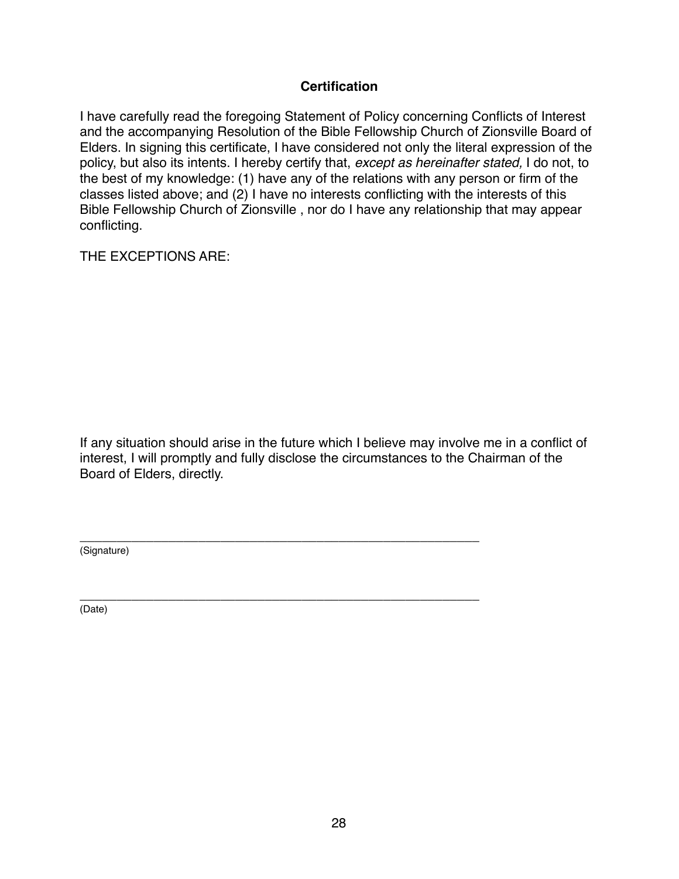## Certification

I have carefully read the foregoing Statement of Policy concerning Conflicts of Interest and the accompanying Resolution of the Bible Fellowship Church of Zionsville Board of Elders. In signing this certificate, I have considered not only the literal expression of the policy, but also its intents. I hereby certify that, *except as hereinafter stated,* I do not, to the best of my knowledge: (1) have any of the relations with any person or firm of the classes listed above; and (2) I have no interests conflicting with the interests of this Bible Fellowship Church of Zionsville , nor do I have any relationship that may appear conflicting.

THE EXCEPTIONS ARE:

If any situation should arise in the future which I believe may involve me in a conflict of interest, I will promptly and fully disclose the circumstances to the Chairman of the Board of Elders, directly.

\_\_\_\_\_\_\_\_\_\_\_\_\_\_\_\_\_\_\_\_\_\_\_\_\_\_\_\_\_\_\_\_\_\_\_\_\_\_\_\_\_\_\_\_\_\_\_\_\_\_\_\_\_\_\_\_
(Signature)

\_\_\_\_\_\_\_\_\_\_\_\_\_\_\_\_\_\_\_\_\_\_\_\_\_\_\_\_\_\_\_\_\_\_\_\_\_\_\_\_\_\_\_\_\_\_\_\_\_\_\_\_\_\_\_\_
(Date)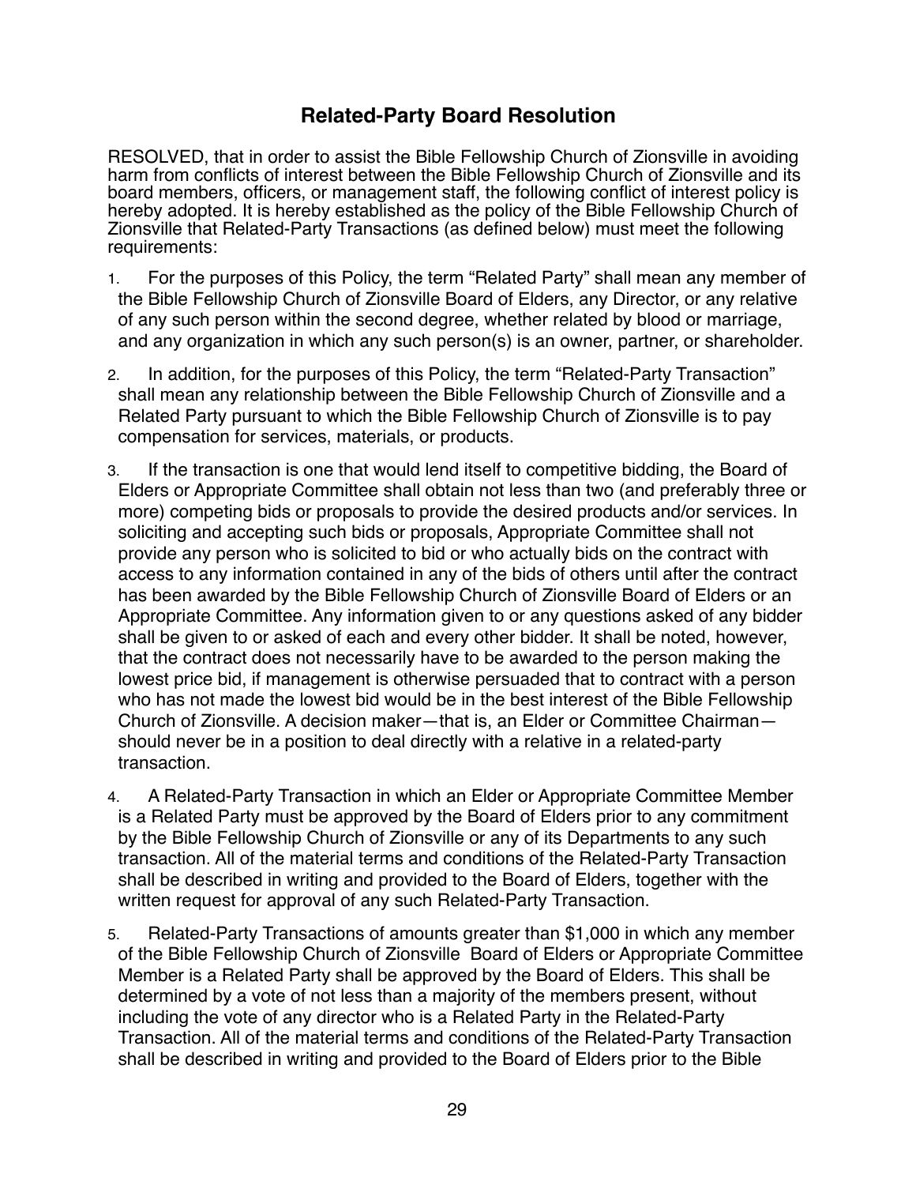## Related-Party Board Resolution

RESOLVED, that in order to assist the Bible Fellowship Church of Zionsville in avoiding harm from conflicts of interest between the Bible Fellowship Church of Zionsville and its board members, officers, or management staff, the following conflict of interest policy is hereby adopted. It is hereby established as the policy of the Bible Fellowship Church of Zionsville that Related-Party Transactions (as defined below) must meet the following requirements:

1. For the purposes of this Policy, the term "Related Party" shall mean any member of the Bible Fellowship Church of Zionsville Board of Elders, any Director, or any relative of any such person within the second degree, whether related by blood or marriage, and any organization in which any such person(s) is an owner, partner, or shareholder.

2. In addition, for the purposes of this Policy, the term "Related-Party Transaction" shall mean any relationship between the Bible Fellowship Church of Zionsville and a Related Party pursuant to which the Bible Fellowship Church of Zionsville is to pay compensation for services, materials, or products.

3. If the transaction is one that would lend itself to competitive bidding, the Board of Elders or Appropriate Committee shall obtain not less than two (and preferably three or more) competing bids or proposals to provide the desired products and/or services. In soliciting and accepting such bids or proposals, Appropriate Committee shall not provide any person who is solicited to bid or who actually bids on the contract with access to any information contained in any of the bids of others until after the contract has been awarded by the Bible Fellowship Church of Zionsville Board of Elders or an Appropriate Committee. Any information given to or any questions asked of any bidder shall be given to or asked of each and every other bidder. It shall be noted, however, that the contract does not necessarily have to be awarded to the person making the lowest price bid, if management is otherwise persuaded that to contract with a person who has not made the lowest bid would be in the best interest of the Bible Fellowship Church of Zionsville. A decision maker—that is, an Elder or Committee Chairman—should never be in a position to deal directly with a relative in a related-party transaction.

4. A Related-Party Transaction in which an Elder or Appropriate Committee Member is a Related Party must be approved by the Board of Elders prior to any commitment by the Bible Fellowship Church of Zionsville or any of its Departments to any such transaction. All of the material terms and conditions of the Related-Party Transaction shall be described in writing and provided to the Board of Elders, together with the written request for approval of any such Related-Party Transaction.

5. Related-Party Transactions of amounts greater than $1,000 in which any member of the Bible Fellowship Church of Zionsville Board of Elders or Appropriate Committee Member is a Related Party shall be approved by the Board of Elders. This shall be determined by a vote of not less than a majority of the members present, without including the vote of any director who is a Related Party in the Related-Party Transaction. All of the material terms and conditions of the Related-Party Transaction shall be described in writing and provided to the Board of Elders prior to the Bible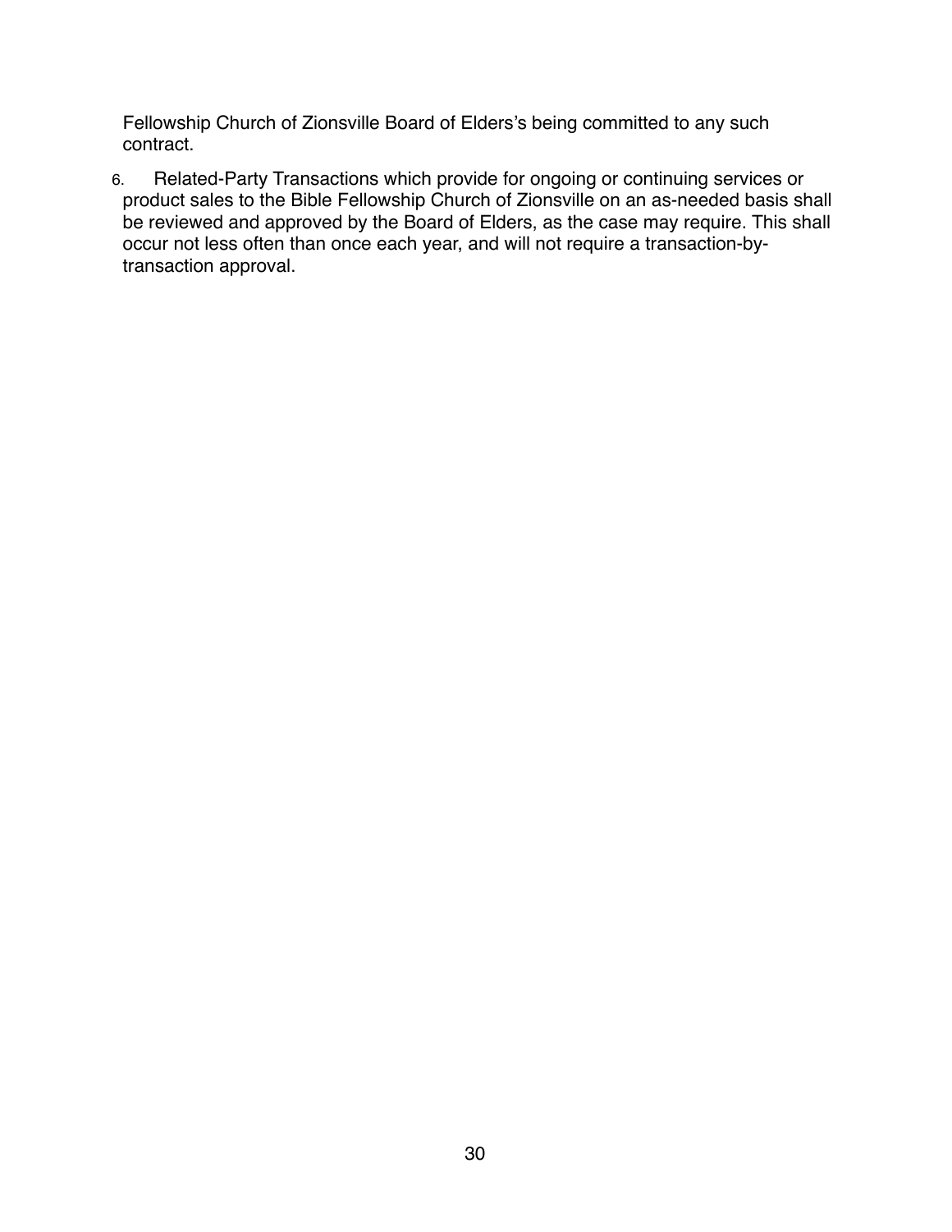Fellowship Church of Zionsville Board of Elders's being committed to any such contract.

6. Related-Party Transactions which provide for ongoing or continuing services or product sales to the Bible Fellowship Church of Zionsville on an as-needed basis shall be reviewed and approved by the Board of Elders, as the case may require. This shall occur not less often than once each year, and will not require a transaction-by-transaction approval.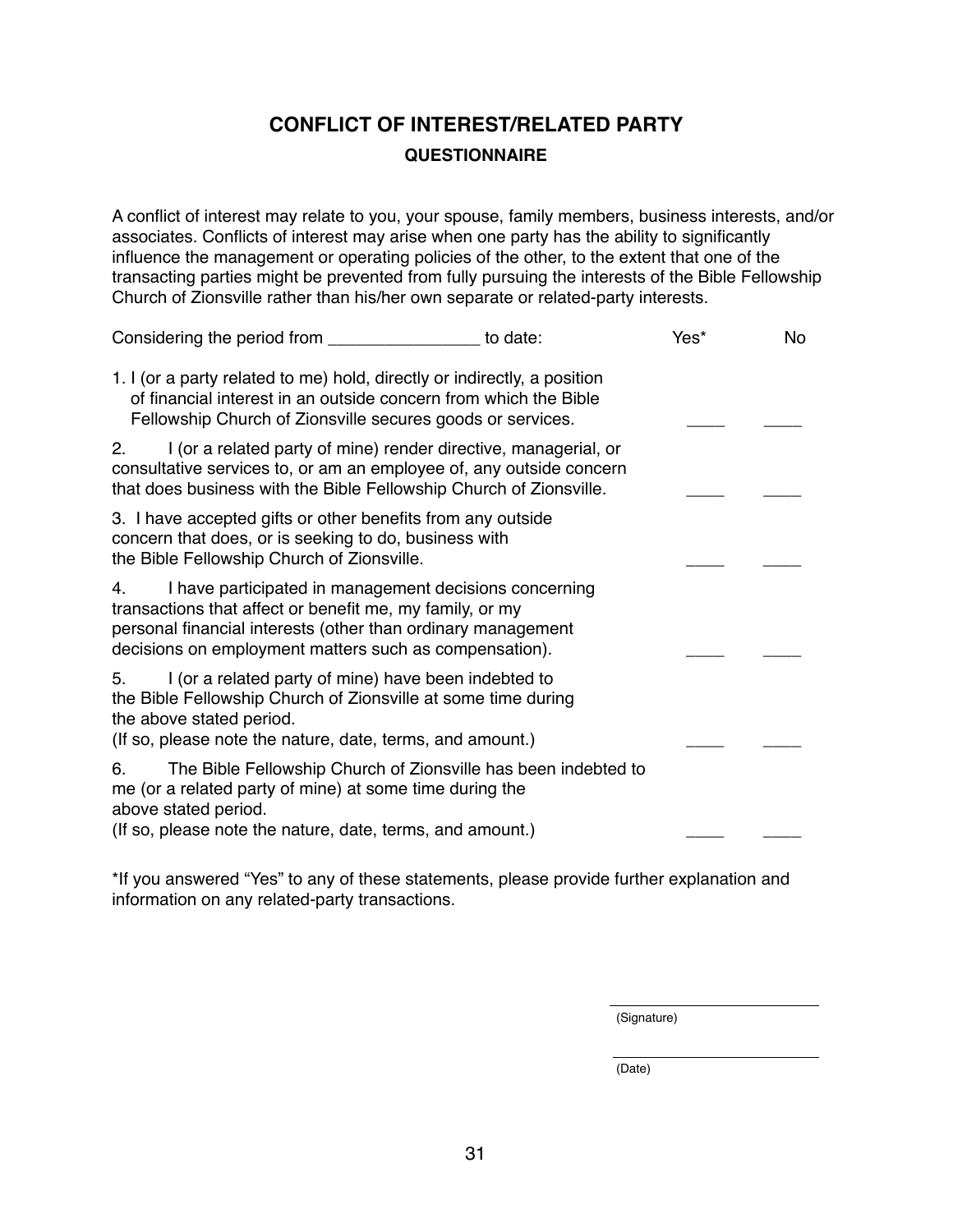# CONFLICT OF INTEREST/RELATED PARTY

## QUESTIONNAIRE

A conflict of interest may relate to you, your spouse, family members, business interests, and/or associates. Conflicts of interest may arise when one party has the ability to significantly influence the management or operating policies of the other, to the extent that one of the transacting parties might be prevented from fully pursuing the interests of the Bible Fellowship Church of Zionsville rather than his/her own separate or related-party interests.

| Considering the period from ________________ to date: | Yes* | No |
|---|---|---|
| 1. I (or a party related to me) hold, directly or indirectly, a position of financial interest in an outside concern from which the Bible Fellowship Church of Zionsville secures goods or services. | ____ | ____ |
| 2. I (or a related party of mine) render directive, managerial, or consultative services to, or am an employee of, any outside concern that does business with the Bible Fellowship Church of Zionsville. | ____ | ____ |
| 3. I have accepted gifts or other benefits from any outside concern that does, or is seeking to do, business with the Bible Fellowship Church of Zionsville. | ____ | ____ |
| 4. I have participated in management decisions concerning transactions that affect or benefit me, my family, or my personal financial interests (other than ordinary management decisions on employment matters such as compensation). | ____ | ____ |
| 5. I (or a related party of mine) have been indebted to the Bible Fellowship Church of Zionsville at some time during the above stated period. (If so, please note the nature, date, terms, and amount.) | ____ | ____ |
| 6. The Bible Fellowship Church of Zionsville has been indebted to me (or a related party of mine) at some time during the above stated period. (If so, please note the nature, date, terms, and amount.) | ____ | ____ |

*If you answered "Yes" to any of these statements, please provide further explanation and information on any related-party transactions.

______________________________
(Signature)

______________________________
(Date)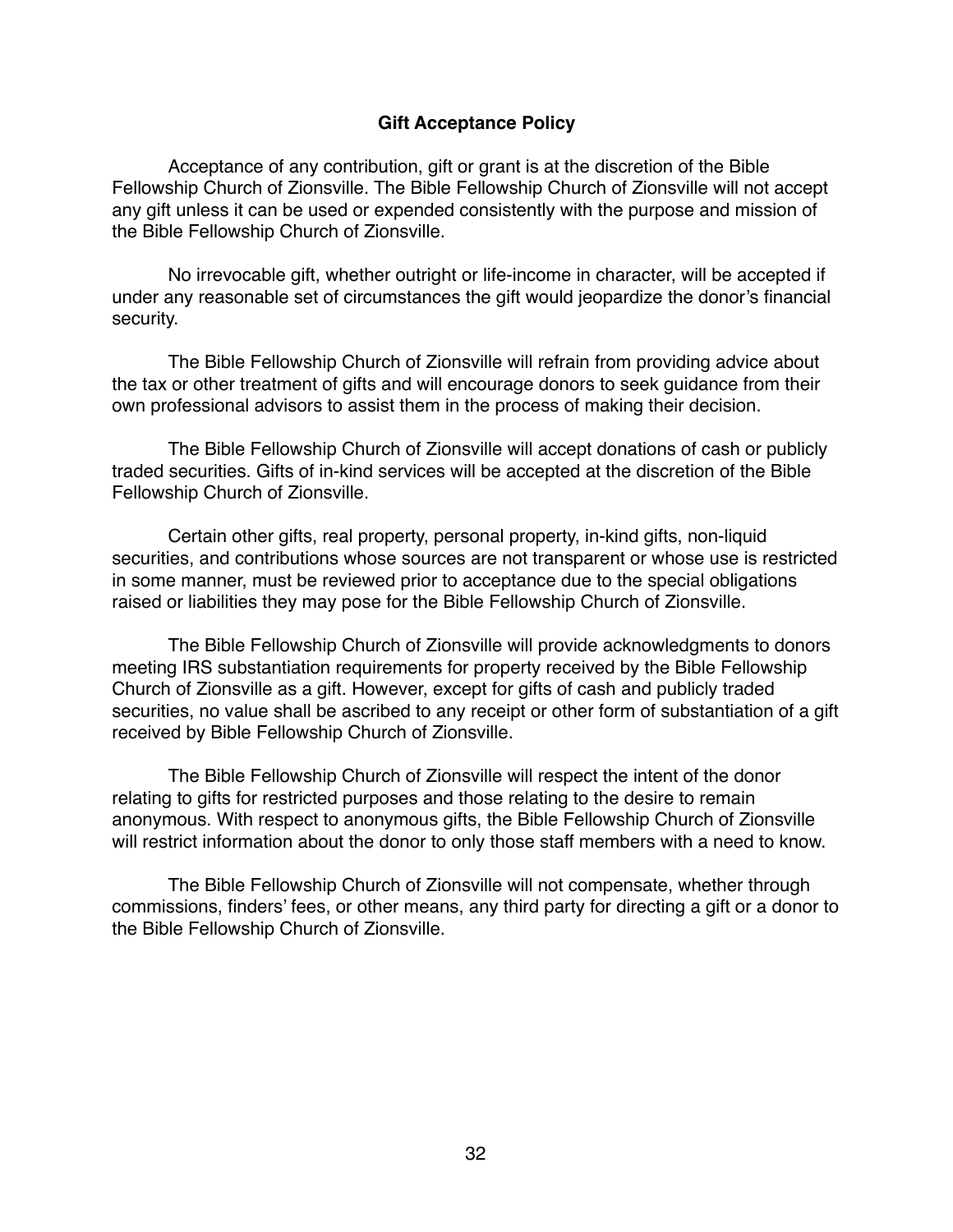## Gift Acceptance Policy

Acceptance of any contribution, gift or grant is at the discretion of the Bible Fellowship Church of Zionsville. The Bible Fellowship Church of Zionsville will not accept any gift unless it can be used or expended consistently with the purpose and mission of the Bible Fellowship Church of Zionsville.

No irrevocable gift, whether outright or life-income in character, will be accepted if under any reasonable set of circumstances the gift would jeopardize the donor's financial security.

The Bible Fellowship Church of Zionsville will refrain from providing advice about the tax or other treatment of gifts and will encourage donors to seek guidance from their own professional advisors to assist them in the process of making their decision.

The Bible Fellowship Church of Zionsville will accept donations of cash or publicly traded securities. Gifts of in-kind services will be accepted at the discretion of the Bible Fellowship Church of Zionsville.

Certain other gifts, real property, personal property, in-kind gifts, non-liquid securities, and contributions whose sources are not transparent or whose use is restricted in some manner, must be reviewed prior to acceptance due to the special obligations raised or liabilities they may pose for the Bible Fellowship Church of Zionsville.

The Bible Fellowship Church of Zionsville will provide acknowledgments to donors meeting IRS substantiation requirements for property received by the Bible Fellowship Church of Zionsville as a gift. However, except for gifts of cash and publicly traded securities, no value shall be ascribed to any receipt or other form of substantiation of a gift received by Bible Fellowship Church of Zionsville.

The Bible Fellowship Church of Zionsville will respect the intent of the donor relating to gifts for restricted purposes and those relating to the desire to remain anonymous. With respect to anonymous gifts, the Bible Fellowship Church of Zionsville will restrict information about the donor to only those staff members with a need to know.

The Bible Fellowship Church of Zionsville will not compensate, whether through commissions, finders' fees, or other means, any third party for directing a gift or a donor to the Bible Fellowship Church of Zionsville.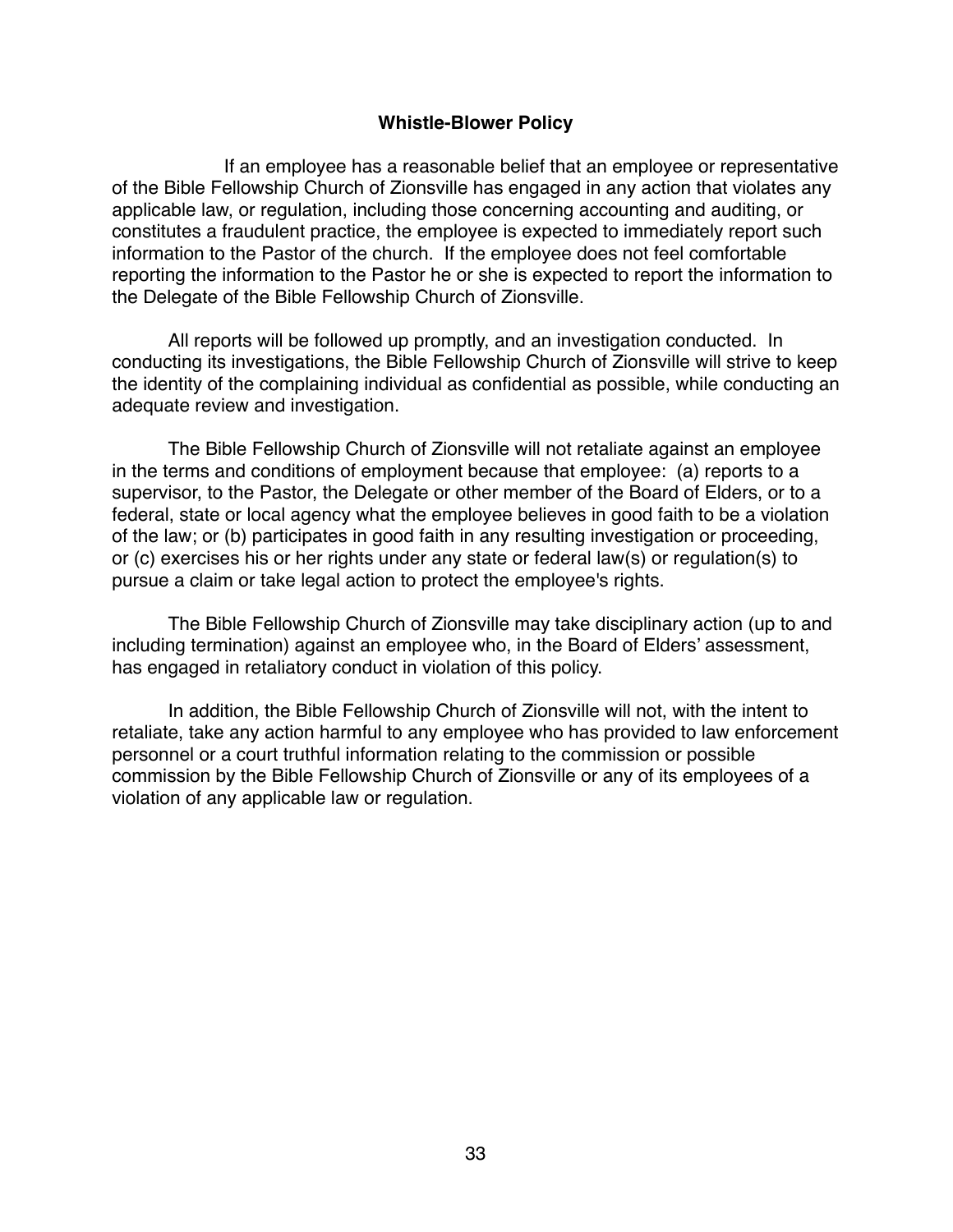**Whistle-Blower Policy**

If an employee has a reasonable belief that an employee or representative of the Bible Fellowship Church of Zionsville has engaged in any action that violates any applicable law, or regulation, including those concerning accounting and auditing, or constitutes a fraudulent practice, the employee is expected to immediately report such information to the Pastor of the church. If the employee does not feel comfortable reporting the information to the Pastor he or she is expected to report the information to the Delegate of the Bible Fellowship Church of Zionsville.

All reports will be followed up promptly, and an investigation conducted. In conducting its investigations, the Bible Fellowship Church of Zionsville will strive to keep the identity of the complaining individual as confidential as possible, while conducting an adequate review and investigation.

The Bible Fellowship Church of Zionsville will not retaliate against an employee in the terms and conditions of employment because that employee: (a) reports to a supervisor, to the Pastor, the Delegate or other member of the Board of Elders, or to a federal, state or local agency what the employee believes in good faith to be a violation of the law; or (b) participates in good faith in any resulting investigation or proceeding, or (c) exercises his or her rights under any state or federal law(s) or regulation(s) to pursue a claim or take legal action to protect the employee's rights.

The Bible Fellowship Church of Zionsville may take disciplinary action (up to and including termination) against an employee who, in the Board of Elders' assessment, has engaged in retaliatory conduct in violation of this policy.

In addition, the Bible Fellowship Church of Zionsville will not, with the intent to retaliate, take any action harmful to any employee who has provided to law enforcement personnel or a court truthful information relating to the commission or possible commission by the Bible Fellowship Church of Zionsville or any of its employees of a violation of any applicable law or regulation.